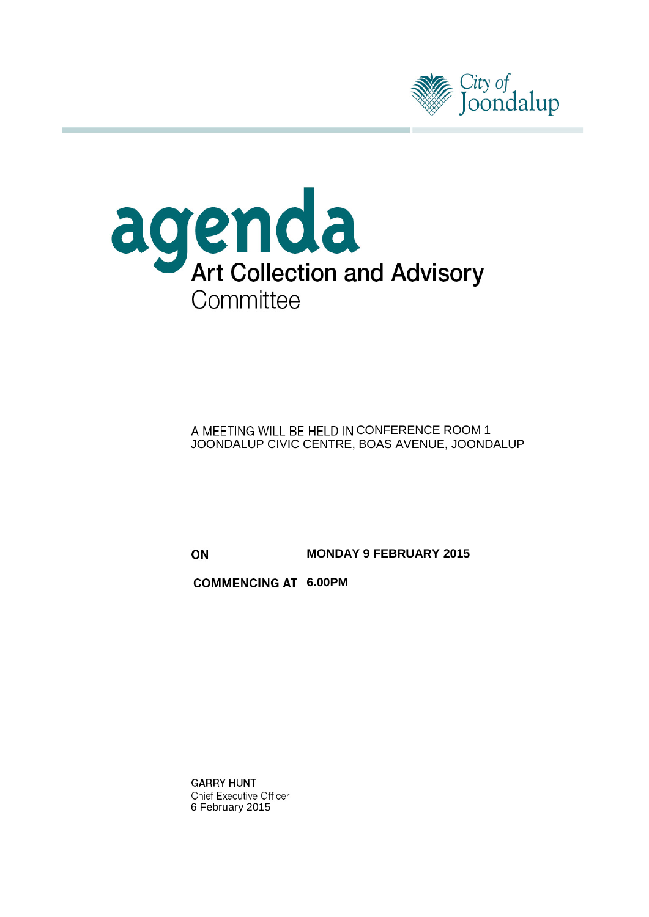City of Joondalup

# agenda

## Art Collection and Advisory Committee

A MEETING WILL BE HELD IN CONFERENCE ROOM 1
JOONDALUP CIVIC CENTRE, BOAS AVENUE, JOONDALUP

**ON** **MONDAY 9 FEBRUARY 2015**

**COMMENCING AT** **6.00PM**

GARRY HUNT
Chief Executive Officer
6 February 2015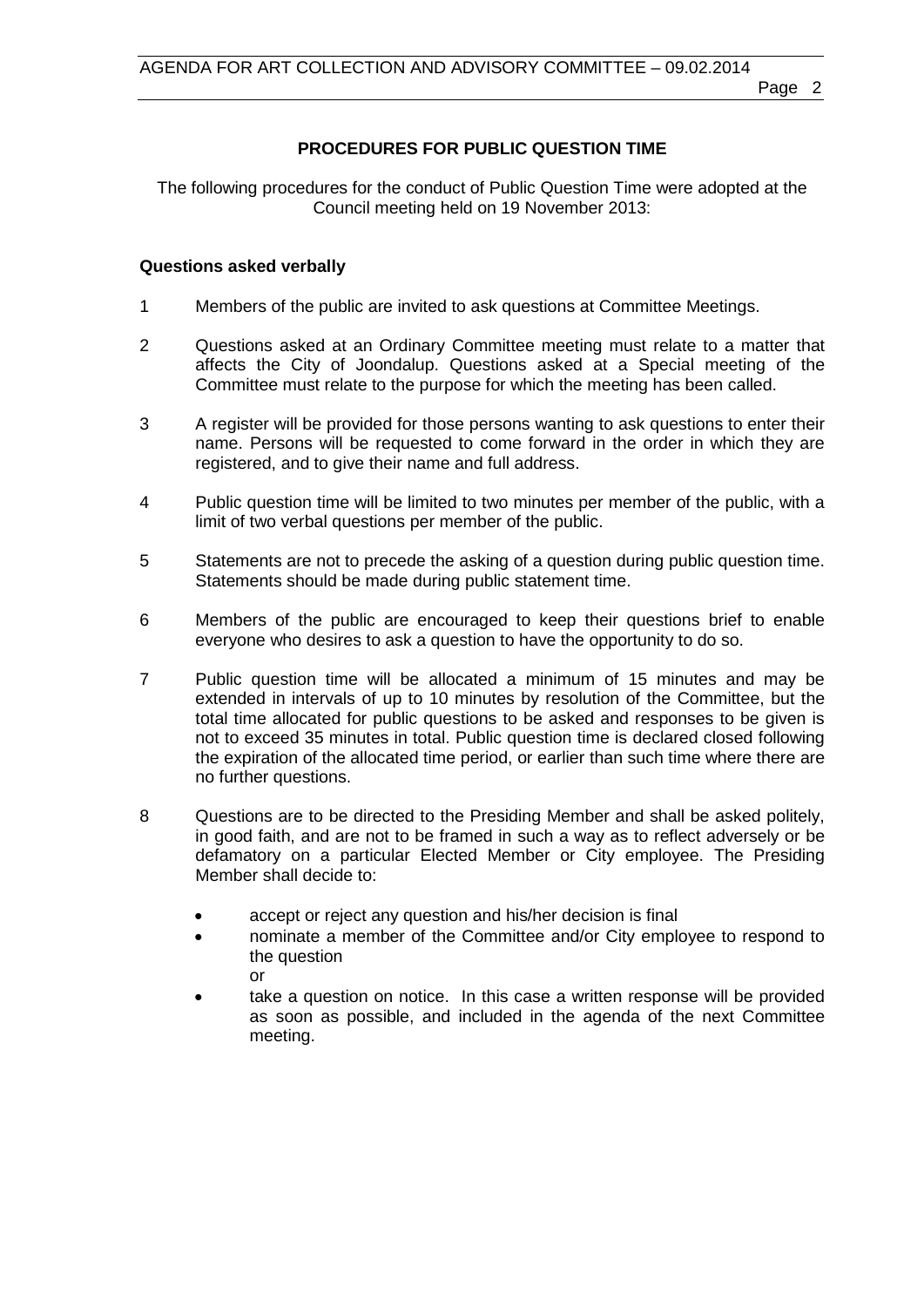## PROCEDURES FOR PUBLIC QUESTION TIME

The following procedures for the conduct of Public Question Time were adopted at the Council meeting held on 19 November 2013:

### Questions asked verbally

1. Members of the public are invited to ask questions at Committee Meetings.

2. Questions asked at an Ordinary Committee meeting must relate to a matter that affects the City of Joondalup. Questions asked at a Special meeting of the Committee must relate to the purpose for which the meeting has been called.

3. A register will be provided for those persons wanting to ask questions to enter their name. Persons will be requested to come forward in the order in which they are registered, and to give their name and full address.

4. Public question time will be limited to two minutes per member of the public, with a limit of two verbal questions per member of the public.

5. Statements are not to precede the asking of a question during public question time. Statements should be made during public statement time.

6. Members of the public are encouraged to keep their questions brief to enable everyone who desires to ask a question to have the opportunity to do so.

7. Public question time will be allocated a minimum of 15 minutes and may be extended in intervals of up to 10 minutes by resolution of the Committee, but the total time allocated for public questions to be asked and responses to be given is not to exceed 35 minutes in total. Public question time is declared closed following the expiration of the allocated time period, or earlier than such time where there are no further questions.

8. Questions are to be directed to the Presiding Member and shall be asked politely, in good faith, and are not to be framed in such a way as to reflect adversely or be defamatory on a particular Elected Member or City employee. The Presiding Member shall decide to:

   - accept or reject any question and his/her decision is final
   - nominate a member of the Committee and/or City employee to respond to the question
     or
   - take a question on notice. In this case a written response will be provided as soon as possible, and included in the agenda of the next Committee meeting.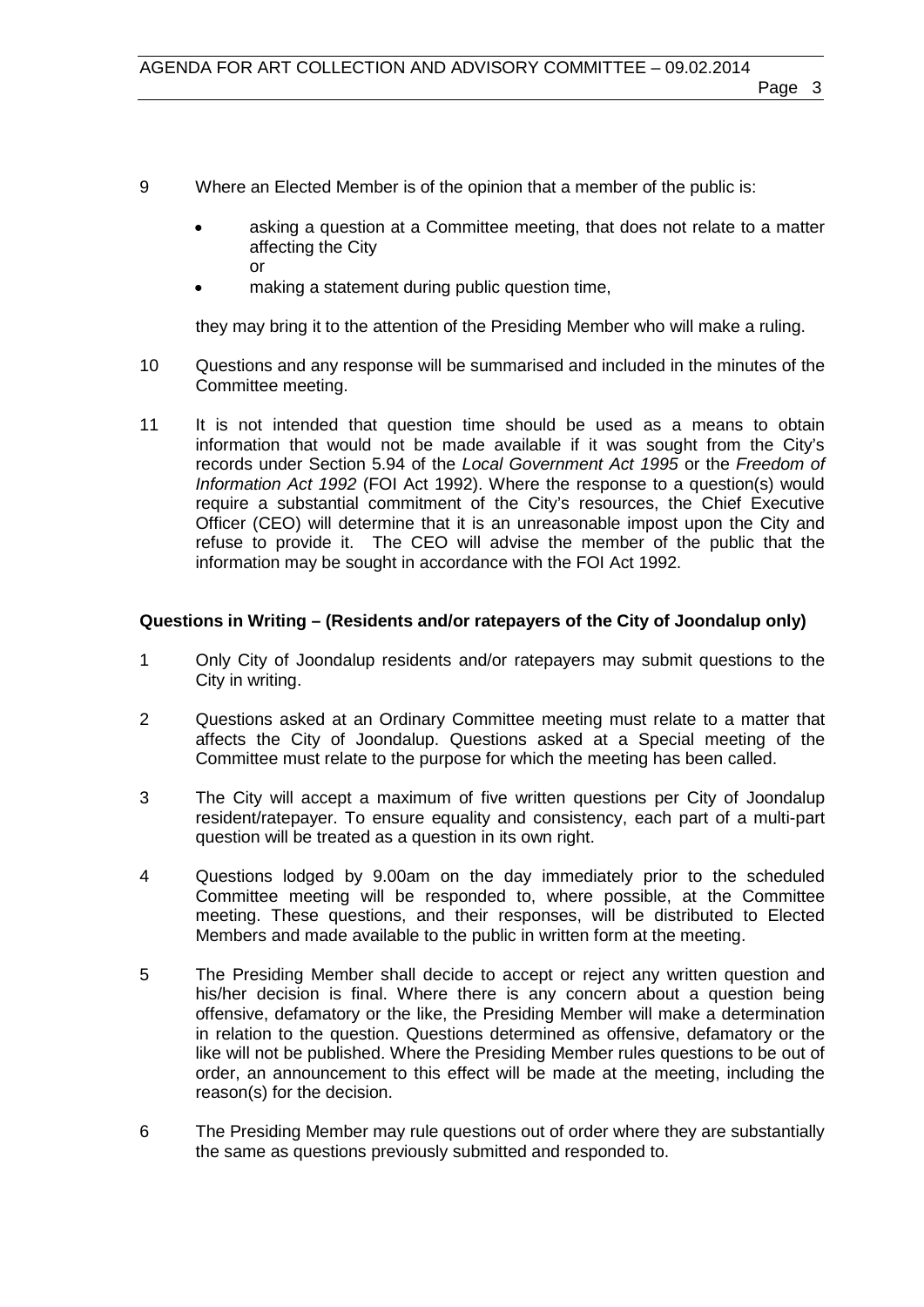9 Where an Elected Member is of the opinion that a member of the public is:

   - asking a question at a Committee meeting, that does not relate to a matter affecting the City
     or
   - making a statement during public question time,

   they may bring it to the attention of the Presiding Member who will make a ruling.

10 Questions and any response will be summarised and included in the minutes of the Committee meeting.

11 It is not intended that question time should be used as a means to obtain information that would not be made available if it was sought from the City's records under Section 5.94 of the *Local Government Act 1995* or the *Freedom of Information Act 1992* (FOI Act 1992). Where the response to a question(s) would require a substantial commitment of the City's resources, the Chief Executive Officer (CEO) will determine that it is an unreasonable impost upon the City and refuse to provide it. The CEO will advise the member of the public that the information may be sought in accordance with the FOI Act 1992.

**Questions in Writing – (Residents and/or ratepayers of the City of Joondalup only)**

1 Only City of Joondalup residents and/or ratepayers may submit questions to the City in writing.

2 Questions asked at an Ordinary Committee meeting must relate to a matter that affects the City of Joondalup. Questions asked at a Special meeting of the Committee must relate to the purpose for which the meeting has been called.

3 The City will accept a maximum of five written questions per City of Joondalup resident/ratepayer. To ensure equality and consistency, each part of a multi-part question will be treated as a question in its own right.

4 Questions lodged by 9.00am on the day immediately prior to the scheduled Committee meeting will be responded to, where possible, at the Committee meeting. These questions, and their responses, will be distributed to Elected Members and made available to the public in written form at the meeting.

5 The Presiding Member shall decide to accept or reject any written question and his/her decision is final. Where there is any concern about a question being offensive, defamatory or the like, the Presiding Member will make a determination in relation to the question. Questions determined as offensive, defamatory or the like will not be published. Where the Presiding Member rules questions to be out of order, an announcement to this effect will be made at the meeting, including the reason(s) for the decision.

6 The Presiding Member may rule questions out of order where they are substantially the same as questions previously submitted and responded to.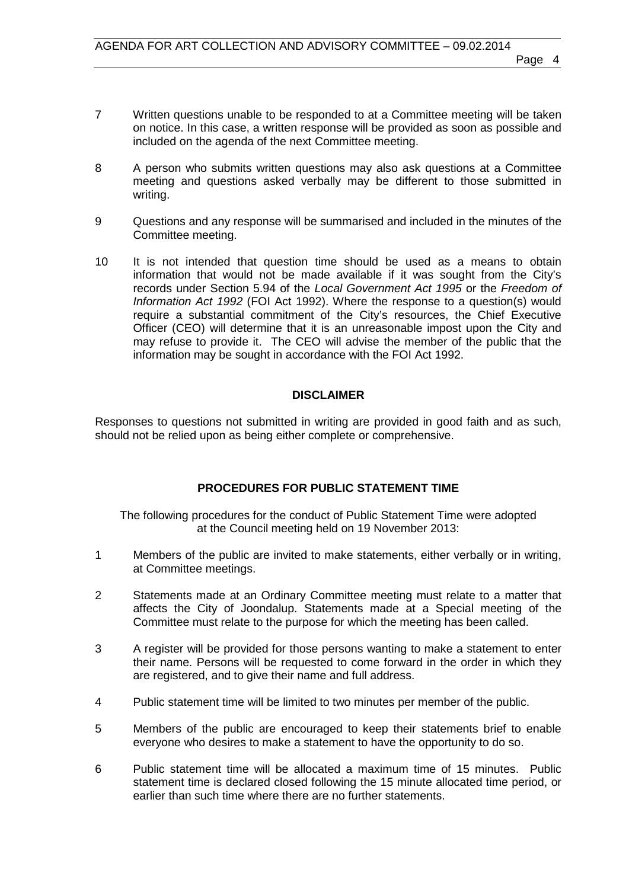7 Written questions unable to be responded to at a Committee meeting will be taken on notice. In this case, a written response will be provided as soon as possible and included on the agenda of the next Committee meeting.

8 A person who submits written questions may also ask questions at a Committee meeting and questions asked verbally may be different to those submitted in writing.

9 Questions and any response will be summarised and included in the minutes of the Committee meeting.

10 It is not intended that question time should be used as a means to obtain information that would not be made available if it was sought from the City's records under Section 5.94 of the *Local Government Act 1995* or the *Freedom of Information Act 1992* (FOI Act 1992). Where the response to a question(s) would require a substantial commitment of the City's resources, the Chief Executive Officer (CEO) will determine that it is an unreasonable impost upon the City and may refuse to provide it. The CEO will advise the member of the public that the information may be sought in accordance with the FOI Act 1992.

**DISCLAIMER**

Responses to questions not submitted in writing are provided in good faith and as such, should not be relied upon as being either complete or comprehensive.

**PROCEDURES FOR PUBLIC STATEMENT TIME**

The following procedures for the conduct of Public Statement Time were adopted at the Council meeting held on 19 November 2013:

1 Members of the public are invited to make statements, either verbally or in writing, at Committee meetings.

2 Statements made at an Ordinary Committee meeting must relate to a matter that affects the City of Joondalup. Statements made at a Special meeting of the Committee must relate to the purpose for which the meeting has been called.

3 A register will be provided for those persons wanting to make a statement to enter their name. Persons will be requested to come forward in the order in which they are registered, and to give their name and full address.

4 Public statement time will be limited to two minutes per member of the public.

5 Members of the public are encouraged to keep their statements brief to enable everyone who desires to make a statement to have the opportunity to do so.

6 Public statement time will be allocated a maximum time of 15 minutes. Public statement time is declared closed following the 15 minute allocated time period, or earlier than such time where there are no further statements.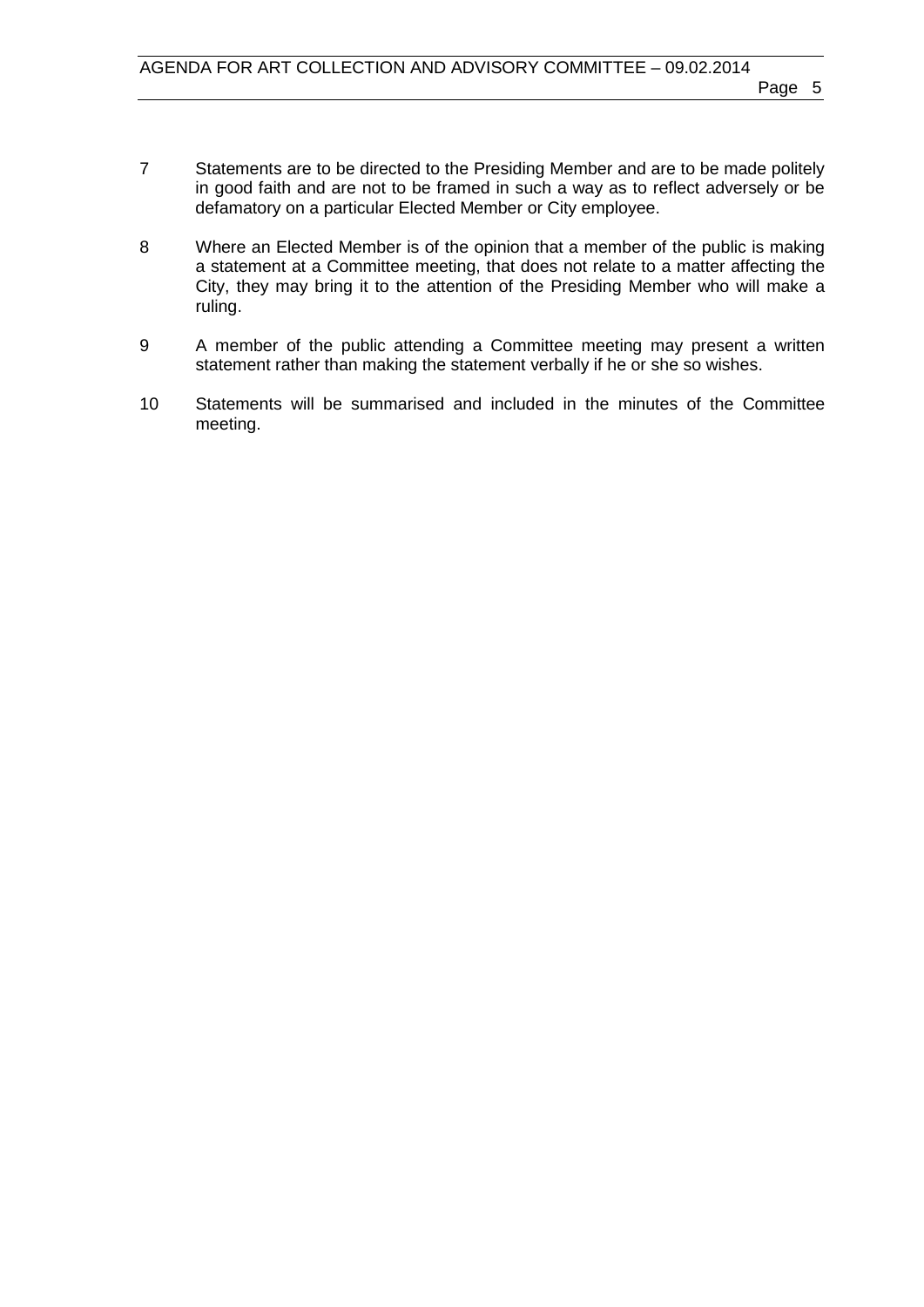7 Statements are to be directed to the Presiding Member and are to be made politely in good faith and are not to be framed in such a way as to reflect adversely or be defamatory on a particular Elected Member or City employee.

8 Where an Elected Member is of the opinion that a member of the public is making a statement at a Committee meeting, that does not relate to a matter affecting the City, they may bring it to the attention of the Presiding Member who will make a ruling.

9 A member of the public attending a Committee meeting may present a written statement rather than making the statement verbally if he or she so wishes.

10 Statements will be summarised and included in the minutes of the Committee meeting.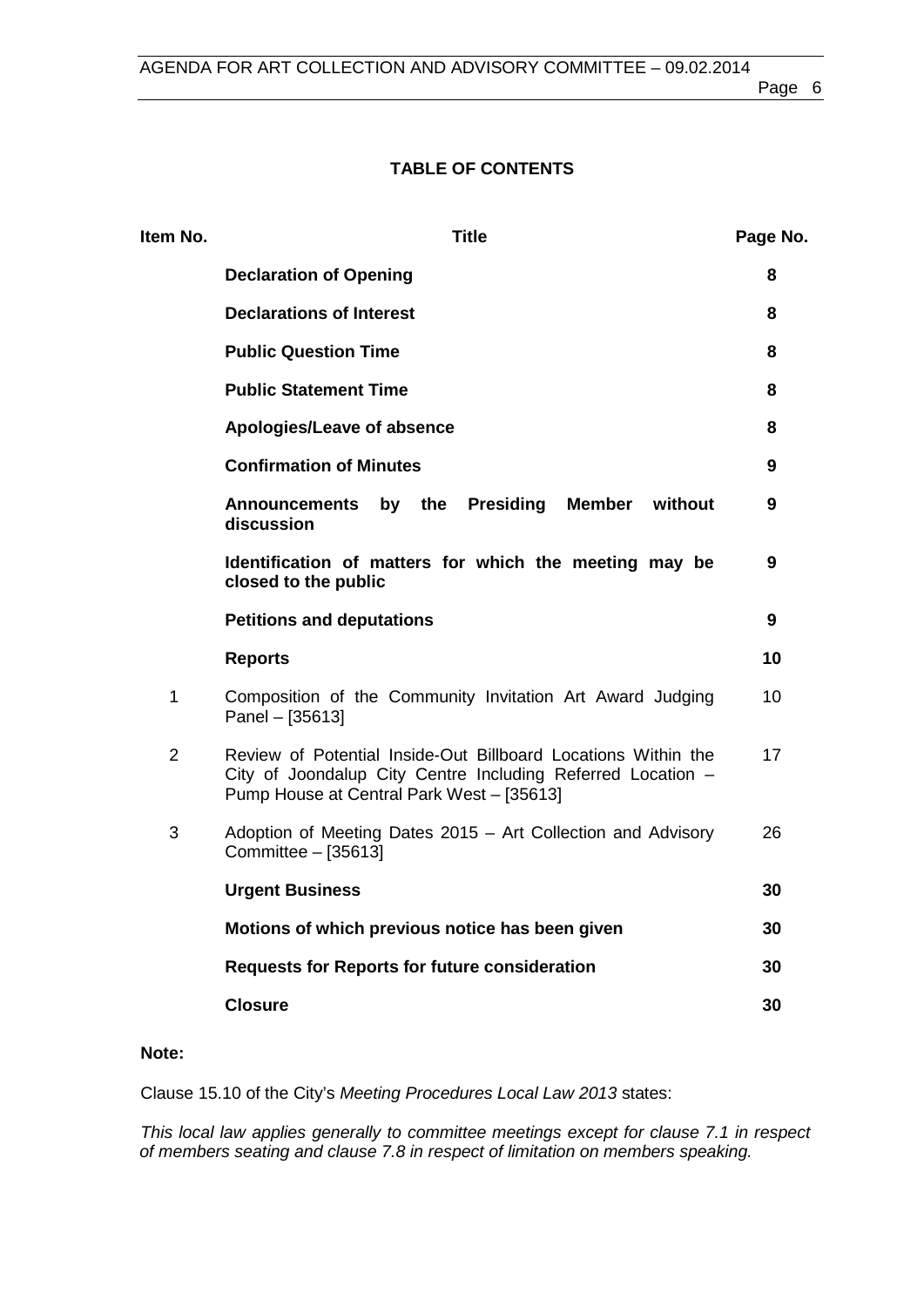## TABLE OF CONTENTS

| Item No. | Title | Page No. |
|---|---|---|
| | **Declaration of Opening** | **8** |
| | **Declarations of Interest** | **8** |
| | **Public Question Time** | **8** |
| | **Public Statement Time** | **8** |
| | **Apologies/Leave of absence** | **8** |
| | **Confirmation of Minutes** | **9** |
| | **Announcements by the Presiding Member without discussion** | **9** |
| | **Identification of matters for which the meeting may be closed to the public** | **9** |
| | **Petitions and deputations** | **9** |
| | **Reports** | **10** |
| 1 | Composition of the Community Invitation Art Award Judging Panel – [35613] | 10 |
| 2 | Review of Potential Inside-Out Billboard Locations Within the City of Joondalup City Centre Including Referred Location – Pump House at Central Park West – [35613] | 17 |
| 3 | Adoption of Meeting Dates 2015 – Art Collection and Advisory Committee – [35613] | 26 |
| | **Urgent Business** | **30** |
| | **Motions of which previous notice has been given** | **30** |
| | **Requests for Reports for future consideration** | **30** |
| | **Closure** | **30** |

**Note:**

Clause 15.10 of the City's *Meeting Procedures Local Law 2013* states:

*This local law applies generally to committee meetings except for clause 7.1 in respect of members seating and clause 7.8 in respect of limitation on members speaking.*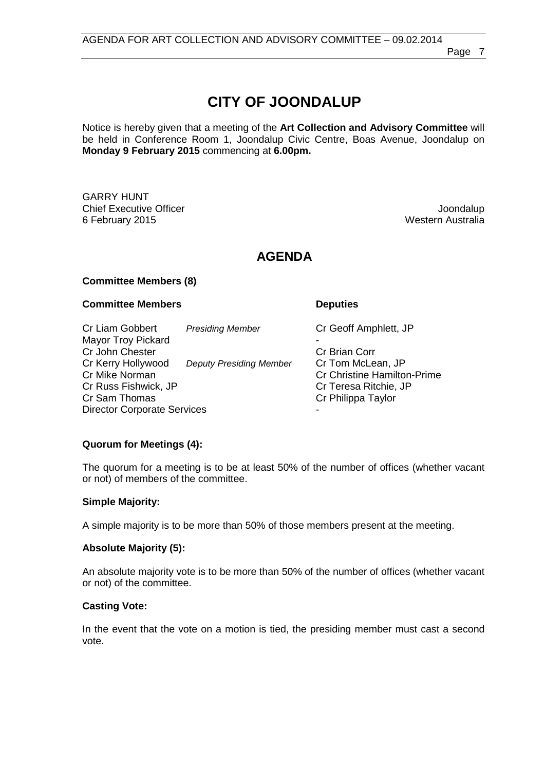# CITY OF JOONDALUP

Notice is hereby given that a meeting of the **Art Collection and Advisory Committee** will be held in Conference Room 1, Joondalup Civic Centre, Boas Avenue, Joondalup on **Monday 9 February 2015** commencing at **6.00pm.**

GARRY HUNT
Chief Executive Officer
6 February 2015

Joondalup
Western Australia

## AGENDA

**Committee Members (8)**

| **Committee Members** | | **Deputies** |
|---|---|---|
| Cr Liam Gobbert | *Presiding Member* | Cr Geoff Amphlett, JP |
| Mayor Troy Pickard | | - |
| Cr John Chester | | Cr Brian Corr |
| Cr Kerry Hollywood | *Deputy Presiding Member* | Cr Tom McLean, JP |
| Cr Mike Norman | | Cr Christine Hamilton-Prime |
| Cr Russ Fishwick, JP | | Cr Teresa Ritchie, JP |
| Cr Sam Thomas | | Cr Philippa Taylor |
| Director Corporate Services | | - |

**Quorum for Meetings (4):**

The quorum for a meeting is to be at least 50% of the number of offices (whether vacant or not) of members of the committee.

**Simple Majority:**

A simple majority is to be more than 50% of those members present at the meeting.

**Absolute Majority (5):**

An absolute majority vote is to be more than 50% of the number of offices (whether vacant or not) of the committee.

**Casting Vote:**

In the event that the vote on a motion is tied, the presiding member must cast a second vote.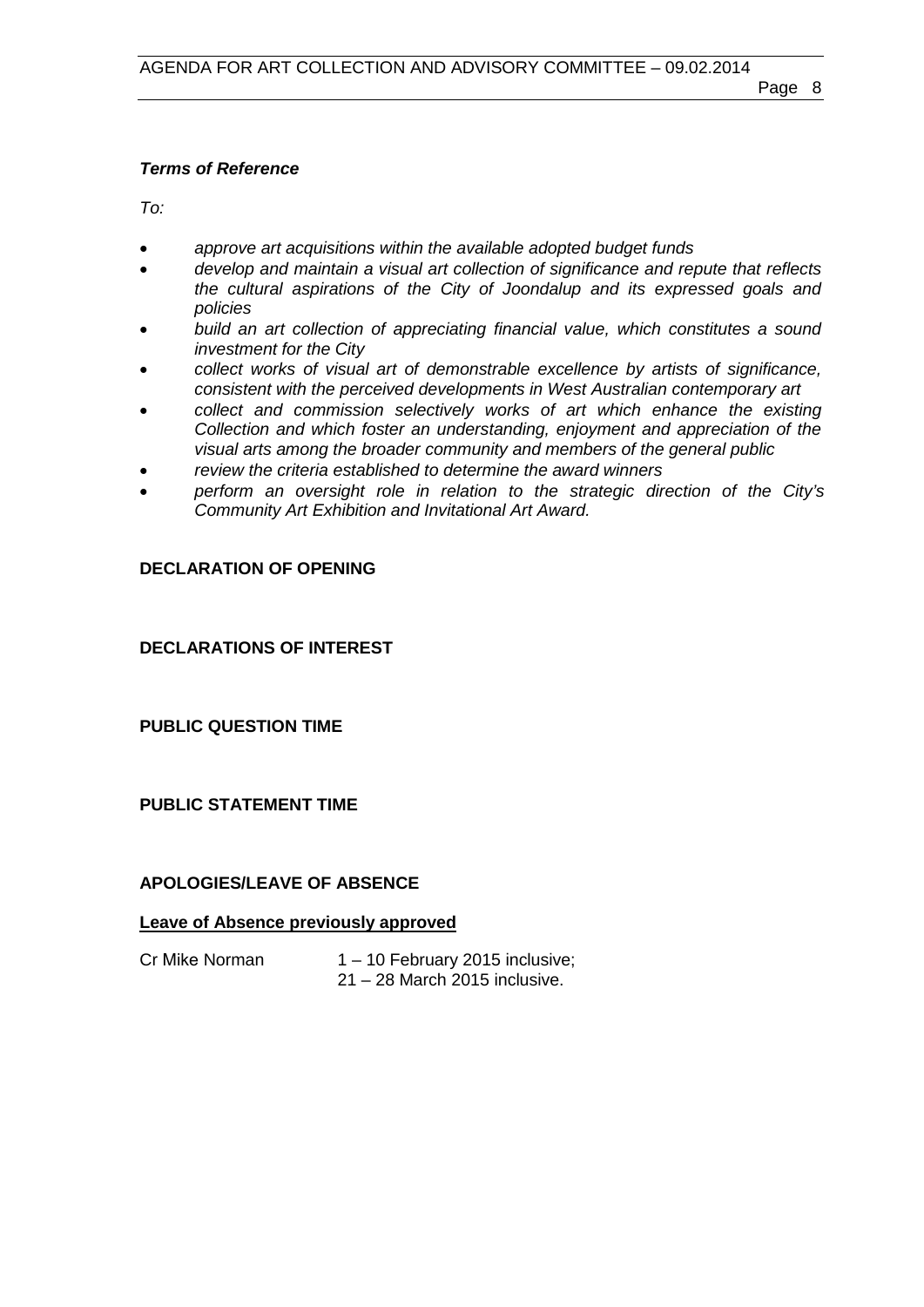***Terms of Reference***

*To:*

- *approve art acquisitions within the available adopted budget funds*
- *develop and maintain a visual art collection of significance and repute that reflects the cultural aspirations of the City of Joondalup and its expressed goals and policies*
- *build an art collection of appreciating financial value, which constitutes a sound investment for the City*
- *collect works of visual art of demonstrable excellence by artists of significance, consistent with the perceived developments in West Australian contemporary art*
- *collect and commission selectively works of art which enhance the existing Collection and which foster an understanding, enjoyment and appreciation of the visual arts among the broader community and members of the general public*
- *review the criteria established to determine the award winners*
- *perform an oversight role in relation to the strategic direction of the City's Community Art Exhibition and Invitational Art Award.*

**DECLARATION OF OPENING**

**DECLARATIONS OF INTEREST**

**PUBLIC QUESTION TIME**

**PUBLIC STATEMENT TIME**

**APOLOGIES/LEAVE OF ABSENCE**

**Leave of Absence previously approved**

| | |
|---|---|
| Cr Mike Norman | 1 – 10 February 2015 inclusive;<br>21 – 28 March 2015 inclusive. |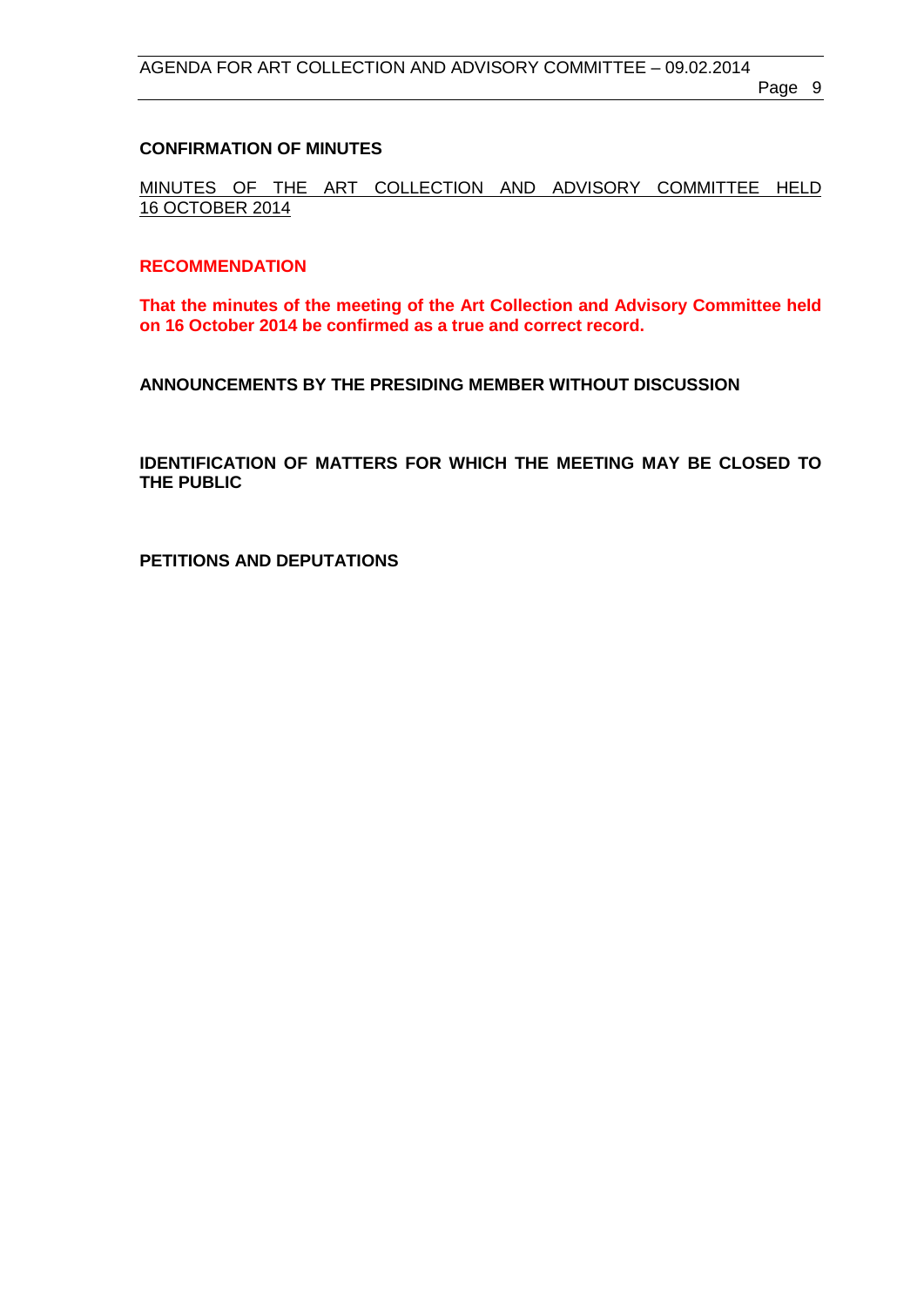## CONFIRMATION OF MINUTES

MINUTES OF THE ART COLLECTION AND ADVISORY COMMITTEE HELD 16 OCTOBER 2014

**RECOMMENDATION**

**That the minutes of the meeting of the Art Collection and Advisory Committee held on 16 October 2014 be confirmed as a true and correct record.**

## ANNOUNCEMENTS BY THE PRESIDING MEMBER WITHOUT DISCUSSION

## IDENTIFICATION OF MATTERS FOR WHICH THE MEETING MAY BE CLOSED TO THE PUBLIC

## PETITIONS AND DEPUTATIONS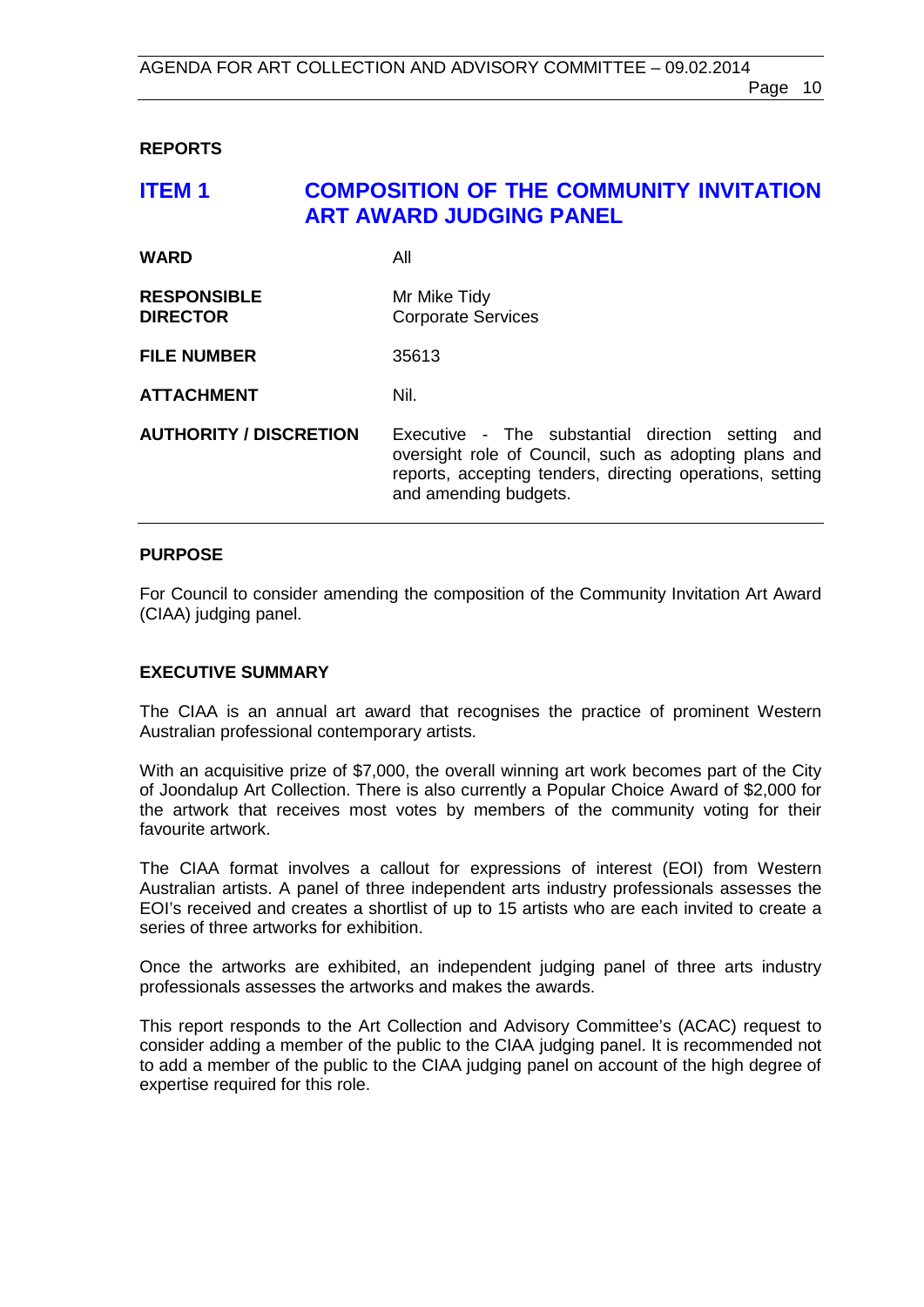**REPORTS**

## ITEM 1 COMPOSITION OF THE COMMUNITY INVITATION ART AWARD JUDGING PANEL

| | |
|---|---|
| **WARD** | All |
| **RESPONSIBLE DIRECTOR** | Mr Mike Tidy<br>Corporate Services |
| **FILE NUMBER** | 35613 |
| **ATTACHMENT** | Nil. |
| **AUTHORITY / DISCRETION** | Executive - The substantial direction setting and oversight role of Council, such as adopting plans and reports, accepting tenders, directing operations, setting and amending budgets. |

**PURPOSE**

For Council to consider amending the composition of the Community Invitation Art Award (CIAA) judging panel.

**EXECUTIVE SUMMARY**

The CIAA is an annual art award that recognises the practice of prominent Western Australian professional contemporary artists.

With an acquisitive prize of $7,000, the overall winning art work becomes part of the City of Joondalup Art Collection. There is also currently a Popular Choice Award of $2,000 for the artwork that receives most votes by members of the community voting for their favourite artwork.

The CIAA format involves a callout for expressions of interest (EOI) from Western Australian artists. A panel of three independent arts industry professionals assesses the EOI's received and creates a shortlist of up to 15 artists who are each invited to create a series of three artworks for exhibition.

Once the artworks are exhibited, an independent judging panel of three arts industry professionals assesses the artworks and makes the awards.

This report responds to the Art Collection and Advisory Committee's (ACAC) request to consider adding a member of the public to the CIAA judging panel. It is recommended not to add a member of the public to the CIAA judging panel on account of the high degree of expertise required for this role.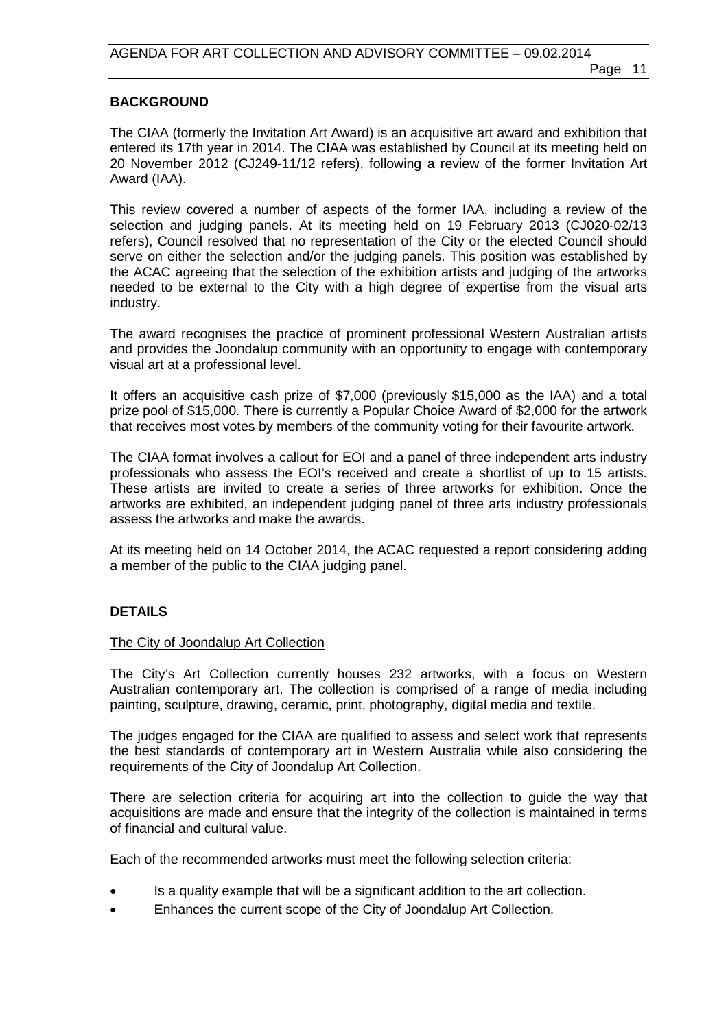## BACKGROUND

The CIAA (formerly the Invitation Art Award) is an acquisitive art award and exhibition that entered its 17th year in 2014. The CIAA was established by Council at its meeting held on 20 November 2012 (CJ249-11/12 refers), following a review of the former Invitation Art Award (IAA).

This review covered a number of aspects of the former IAA, including a review of the selection and judging panels. At its meeting held on 19 February 2013 (CJ020-02/13 refers), Council resolved that no representation of the City or the elected Council should serve on either the selection and/or the judging panels. This position was established by the ACAC agreeing that the selection of the exhibition artists and judging of the artworks needed to be external to the City with a high degree of expertise from the visual arts industry.

The award recognises the practice of prominent professional Western Australian artists and provides the Joondalup community with an opportunity to engage with contemporary visual art at a professional level.

It offers an acquisitive cash prize of $7,000 (previously $15,000 as the IAA) and a total prize pool of $15,000. There is currently a Popular Choice Award of $2,000 for the artwork that receives most votes by members of the community voting for their favourite artwork.

The CIAA format involves a callout for EOI and a panel of three independent arts industry professionals who assess the EOI's received and create a shortlist of up to 15 artists. These artists are invited to create a series of three artworks for exhibition. Once the artworks are exhibited, an independent judging panel of three arts industry professionals assess the artworks and make the awards.

At its meeting held on 14 October 2014, the ACAC requested a report considering adding a member of the public to the CIAA judging panel.

## DETAILS

### The City of Joondalup Art Collection

The City's Art Collection currently houses 232 artworks, with a focus on Western Australian contemporary art. The collection is comprised of a range of media including painting, sculpture, drawing, ceramic, print, photography, digital media and textile.

The judges engaged for the CIAA are qualified to assess and select work that represents the best standards of contemporary art in Western Australia while also considering the requirements of the City of Joondalup Art Collection.

There are selection criteria for acquiring art into the collection to guide the way that acquisitions are made and ensure that the integrity of the collection is maintained in terms of financial and cultural value.

Each of the recommended artworks must meet the following selection criteria:

- Is a quality example that will be a significant addition to the art collection.
- Enhances the current scope of the City of Joondalup Art Collection.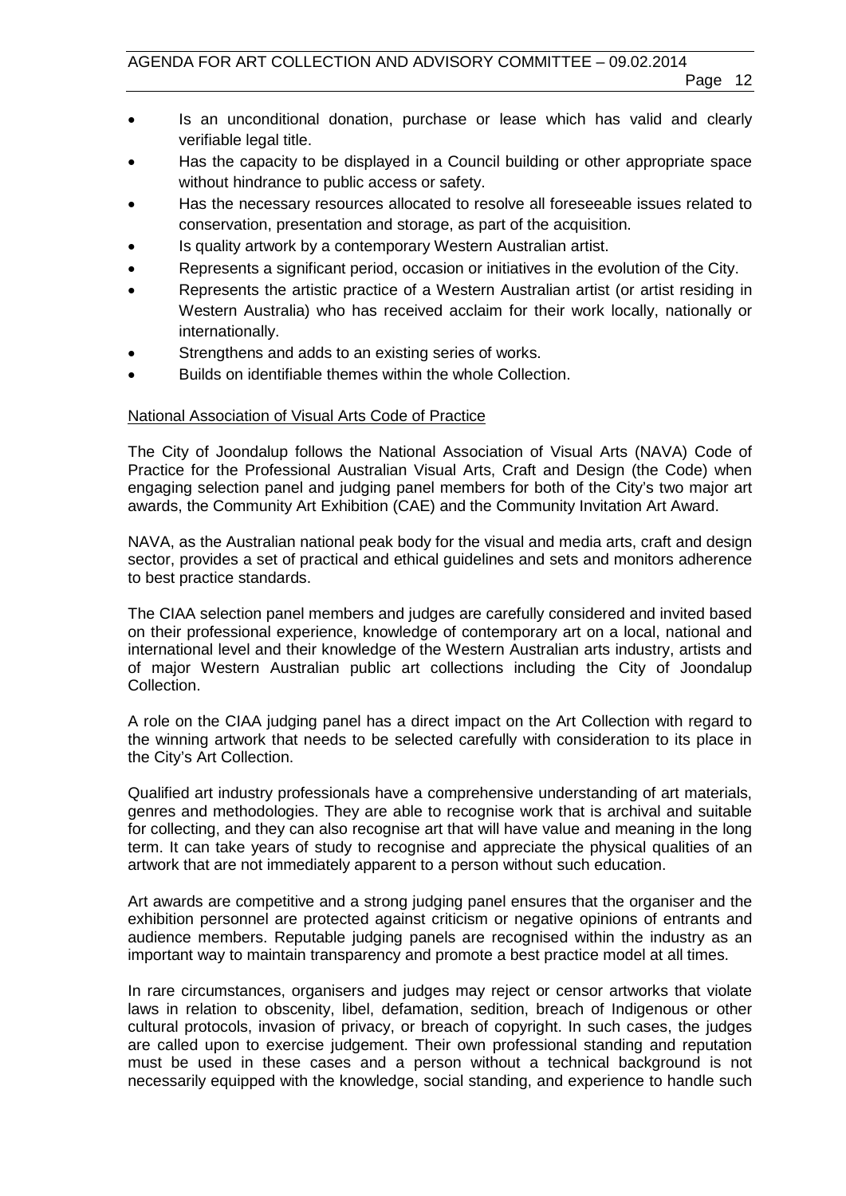- Is an unconditional donation, purchase or lease which has valid and clearly verifiable legal title.
- Has the capacity to be displayed in a Council building or other appropriate space without hindrance to public access or safety.
- Has the necessary resources allocated to resolve all foreseeable issues related to conservation, presentation and storage, as part of the acquisition.
- Is quality artwork by a contemporary Western Australian artist.
- Represents a significant period, occasion or initiatives in the evolution of the City.
- Represents the artistic practice of a Western Australian artist (or artist residing in Western Australia) who has received acclaim for their work locally, nationally or internationally.
- Strengthens and adds to an existing series of works.
- Builds on identifiable themes within the whole Collection.

<u>National Association of Visual Arts Code of Practice</u>

The City of Joondalup follows the National Association of Visual Arts (NAVA) Code of Practice for the Professional Australian Visual Arts, Craft and Design (the Code) when engaging selection panel and judging panel members for both of the City's two major art awards, the Community Art Exhibition (CAE) and the Community Invitation Art Award.

NAVA, as the Australian national peak body for the visual and media arts, craft and design sector, provides a set of practical and ethical guidelines and sets and monitors adherence to best practice standards.

The CIAA selection panel members and judges are carefully considered and invited based on their professional experience, knowledge of contemporary art on a local, national and international level and their knowledge of the Western Australian arts industry, artists and of major Western Australian public art collections including the City of Joondalup Collection.

A role on the CIAA judging panel has a direct impact on the Art Collection with regard to the winning artwork that needs to be selected carefully with consideration to its place in the City's Art Collection.

Qualified art industry professionals have a comprehensive understanding of art materials, genres and methodologies. They are able to recognise work that is archival and suitable for collecting, and they can also recognise art that will have value and meaning in the long term. It can take years of study to recognise and appreciate the physical qualities of an artwork that are not immediately apparent to a person without such education.

Art awards are competitive and a strong judging panel ensures that the organiser and the exhibition personnel are protected against criticism or negative opinions of entrants and audience members. Reputable judging panels are recognised within the industry as an important way to maintain transparency and promote a best practice model at all times.

In rare circumstances, organisers and judges may reject or censor artworks that violate laws in relation to obscenity, libel, defamation, sedition, breach of Indigenous or other cultural protocols, invasion of privacy, or breach of copyright. In such cases, the judges are called upon to exercise judgement. Their own professional standing and reputation must be used in these cases and a person without a technical background is not necessarily equipped with the knowledge, social standing, and experience to handle such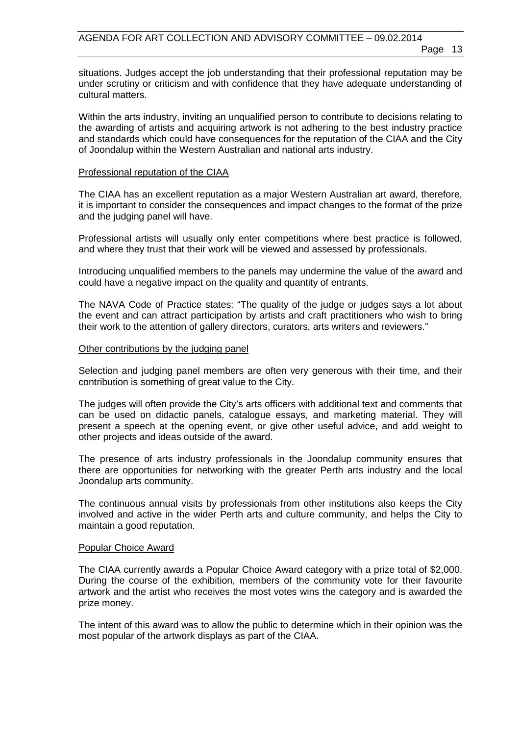situations. Judges accept the job understanding that their professional reputation may be under scrutiny or criticism and with confidence that they have adequate understanding of cultural matters.

Within the arts industry, inviting an unqualified person to contribute to decisions relating to the awarding of artists and acquiring artwork is not adhering to the best industry practice and standards which could have consequences for the reputation of the CIAA and the City of Joondalup within the Western Australian and national arts industry.

<u>Professional reputation of the CIAA</u>

The CIAA has an excellent reputation as a major Western Australian art award, therefore, it is important to consider the consequences and impact changes to the format of the prize and the judging panel will have.

Professional artists will usually only enter competitions where best practice is followed, and where they trust that their work will be viewed and assessed by professionals.

Introducing unqualified members to the panels may undermine the value of the award and could have a negative impact on the quality and quantity of entrants.

The NAVA Code of Practice states: "The quality of the judge or judges says a lot about the event and can attract participation by artists and craft practitioners who wish to bring their work to the attention of gallery directors, curators, arts writers and reviewers."

<u>Other contributions by the judging panel</u>

Selection and judging panel members are often very generous with their time, and their contribution is something of great value to the City.

The judges will often provide the City's arts officers with additional text and comments that can be used on didactic panels, catalogue essays, and marketing material. They will present a speech at the opening event, or give other useful advice, and add weight to other projects and ideas outside of the award.

The presence of arts industry professionals in the Joondalup community ensures that there are opportunities for networking with the greater Perth arts industry and the local Joondalup arts community.

The continuous annual visits by professionals from other institutions also keeps the City involved and active in the wider Perth arts and culture community, and helps the City to maintain a good reputation.

<u>Popular Choice Award</u>

The CIAA currently awards a Popular Choice Award category with a prize total of $2,000. During the course of the exhibition, members of the community vote for their favourite artwork and the artist who receives the most votes wins the category and is awarded the prize money.

The intent of this award was to allow the public to determine which in their opinion was the most popular of the artwork displays as part of the CIAA.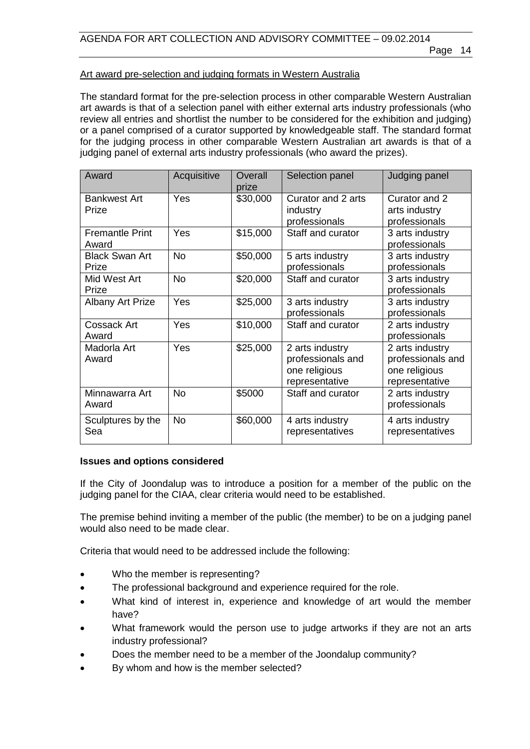<u>Art award pre-selection and judging formats in Western Australia</u>

The standard format for the pre-selection process in other comparable Western Australian art awards is that of a selection panel with either external arts industry professionals (who review all entries and shortlist the number to be considered for the exhibition and judging) or a panel comprised of a curator supported by knowledgeable staff. The standard format for the judging process in other comparable Western Australian art awards is that of a judging panel of external arts industry professionals (who award the prizes).

| Award | Acquisitive | Overall prize | Selection panel | Judging panel |
|---|---|---|---|---|
| Bankwest Art Prize | Yes | $30,000 | Curator and 2 arts industry professionals | Curator and 2 arts industry professionals |
| Fremantle Print Award | Yes | $15,000 | Staff and curator | 3 arts industry professionals |
| Black Swan Art Prize | No | $50,000 | 5 arts industry professionals | 3 arts industry professionals |
| Mid West Art Prize | No | $20,000 | Staff and curator | 3 arts industry professionals |
| Albany Art Prize | Yes | $25,000 | 3 arts industry professionals | 3 arts industry professionals |
| Cossack Art Award | Yes | $10,000 | Staff and curator | 2 arts industry professionals |
| Madorla Art Award | Yes | $25,000 | 2 arts industry professionals and one religious representative | 2 arts industry professionals and one religious representative |
| Minnawarra Art Award | No | $5000 | Staff and curator | 2 arts industry professionals |
| Sculptures by the Sea | No | $60,000 | 4 arts industry representatives | 4 arts industry representatives |

**Issues and options considered**

If the City of Joondalup was to introduce a position for a member of the public on the judging panel for the CIAA, clear criteria would need to be established.

The premise behind inviting a member of the public (the member) to be on a judging panel would also need to be made clear.

Criteria that would need to be addressed include the following:

- Who the member is representing?
- The professional background and experience required for the role.
- What kind of interest in, experience and knowledge of art would the member have?
- What framework would the person use to judge artworks if they are not an arts industry professional?
- Does the member need to be a member of the Joondalup community?
- By whom and how is the member selected?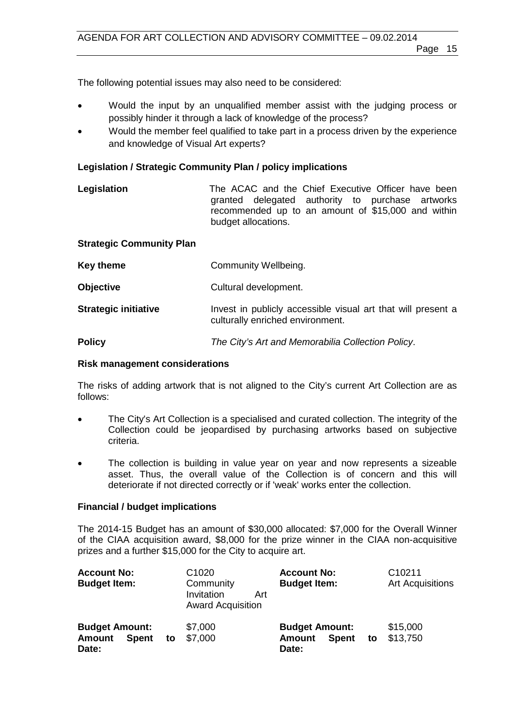The following potential issues may also need to be considered:

- Would the input by an unqualified member assist with the judging process or possibly hinder it through a lack of knowledge of the process?
- Would the member feel qualified to take part in a process driven by the experience and knowledge of Visual Art experts?

**Legislation / Strategic Community Plan / policy implications**

| | |
|---|---|
| **Legislation** | The ACAC and the Chief Executive Officer have been granted delegated authority to purchase artworks recommended up to an amount of $15,000 and within budget allocations. |

**Strategic Community Plan**

| | |
|---|---|
| **Key theme** | Community Wellbeing. |
| **Objective** | Cultural development. |
| **Strategic initiative** | Invest in publicly accessible visual art that will present a culturally enriched environment. |
| **Policy** | *The City's Art and Memorabilia Collection Policy*. |

**Risk management considerations**

The risks of adding artwork that is not aligned to the City's current Art Collection are as follows:

- The City's Art Collection is a specialised and curated collection. The integrity of the Collection could be jeopardised by purchasing artworks based on subjective criteria.
- The collection is building in value year on year and now represents a sizeable asset. Thus, the overall value of the Collection is of concern and this will deteriorate if not directed correctly or if 'weak' works enter the collection.

**Financial / budget implications**

The 2014-15 Budget has an amount of $30,000 allocated: $7,000 for the Overall Winner of the CIAA acquisition award, $8,000 for the prize winner in the CIAA non-acquisitive prizes and a further $15,000 for the City to acquire art.

| | | | |
|---|---|---|---|
| **Account No:** | C1020 | **Account No:** | C10211 |
| **Budget Item:** | Community Invitation Art Award Acquisition | **Budget Item:** | Art Acquisitions |
| **Budget Amount:** | $7,000 | **Budget Amount:** | $15,000 |
| **Amount Spent to Date:** | $7,000 | **Amount Spent to Date:** | $13,750 |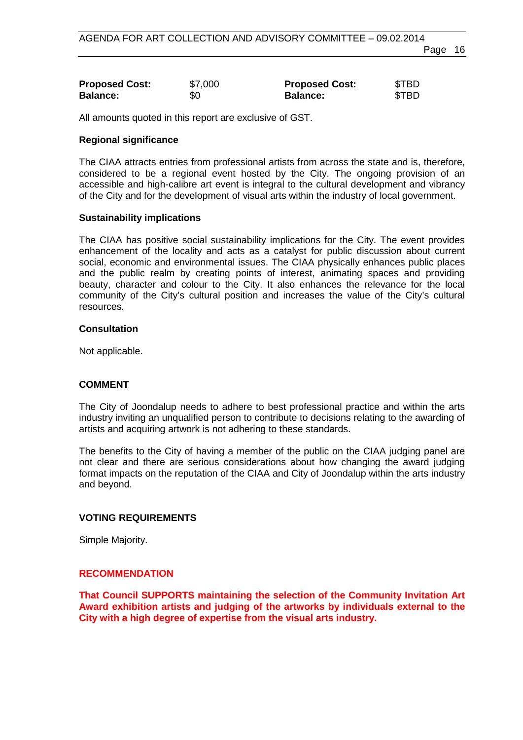| | | | |
|---|---|---|---|
| **Proposed Cost:** | $7,000 | **Proposed Cost:** | $TBD |
| **Balance:** | $0 | **Balance:** | $TBD |

All amounts quoted in this report are exclusive of GST.

**Regional significance**

The CIAA attracts entries from professional artists from across the state and is, therefore, considered to be a regional event hosted by the City. The ongoing provision of an accessible and high-calibre art event is integral to the cultural development and vibrancy of the City and for the development of visual arts within the industry of local government.

**Sustainability implications**

The CIAA has positive social sustainability implications for the City. The event provides enhancement of the locality and acts as a catalyst for public discussion about current social, economic and environmental issues. The CIAA physically enhances public places and the public realm by creating points of interest, animating spaces and providing beauty, character and colour to the City. It also enhances the relevance for the local community of the City's cultural position and increases the value of the City's cultural resources.

**Consultation**

Not applicable.

**COMMENT**

The City of Joondalup needs to adhere to best professional practice and within the arts industry inviting an unqualified person to contribute to decisions relating to the awarding of artists and acquiring artwork is not adhering to these standards.

The benefits to the City of having a member of the public on the CIAA judging panel are not clear and there are serious considerations about how changing the award judging format impacts on the reputation of the CIAA and City of Joondalup within the arts industry and beyond.

**VOTING REQUIREMENTS**

Simple Majority.

**RECOMMENDATION**

**That Council SUPPORTS maintaining the selection of the Community Invitation Art Award exhibition artists and judging of the artworks by individuals external to the City with a high degree of expertise from the visual arts industry.**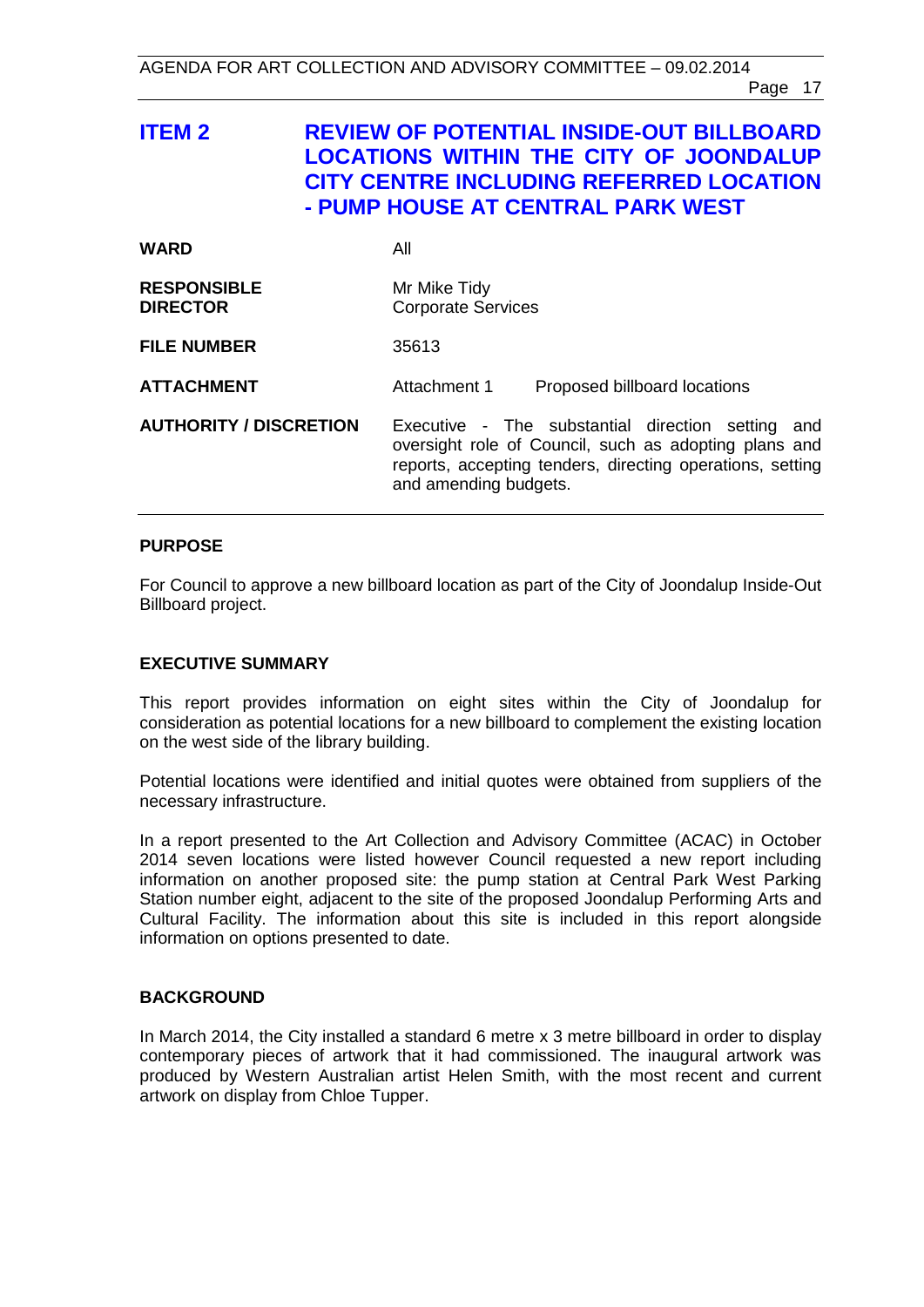## ITEM 2 REVIEW OF POTENTIAL INSIDE-OUT BILLBOARD LOCATIONS WITHIN THE CITY OF JOONDALUP CITY CENTRE INCLUDING REFERRED LOCATION - PUMP HOUSE AT CENTRAL PARK WEST

| | | |
|---|---|---|
| **WARD** | All | |
| **RESPONSIBLE DIRECTOR** | Mr Mike Tidy<br>Corporate Services | |
| **FILE NUMBER** | 35613 | |
| **ATTACHMENT** | Attachment 1 | Proposed billboard locations |
| **AUTHORITY / DISCRETION** | Executive - The substantial direction setting and oversight role of Council, such as adopting plans and reports, accepting tenders, directing operations, setting and amending budgets. | |

### PURPOSE

For Council to approve a new billboard location as part of the City of Joondalup Inside-Out Billboard project.

### EXECUTIVE SUMMARY

This report provides information on eight sites within the City of Joondalup for consideration as potential locations for a new billboard to complement the existing location on the west side of the library building.

Potential locations were identified and initial quotes were obtained from suppliers of the necessary infrastructure.

In a report presented to the Art Collection and Advisory Committee (ACAC) in October 2014 seven locations were listed however Council requested a new report including information on another proposed site: the pump station at Central Park West Parking Station number eight, adjacent to the site of the proposed Joondalup Performing Arts and Cultural Facility. The information about this site is included in this report alongside information on options presented to date.

### BACKGROUND

In March 2014, the City installed a standard 6 metre x 3 metre billboard in order to display contemporary pieces of artwork that it had commissioned. The inaugural artwork was produced by Western Australian artist Helen Smith, with the most recent and current artwork on display from Chloe Tupper.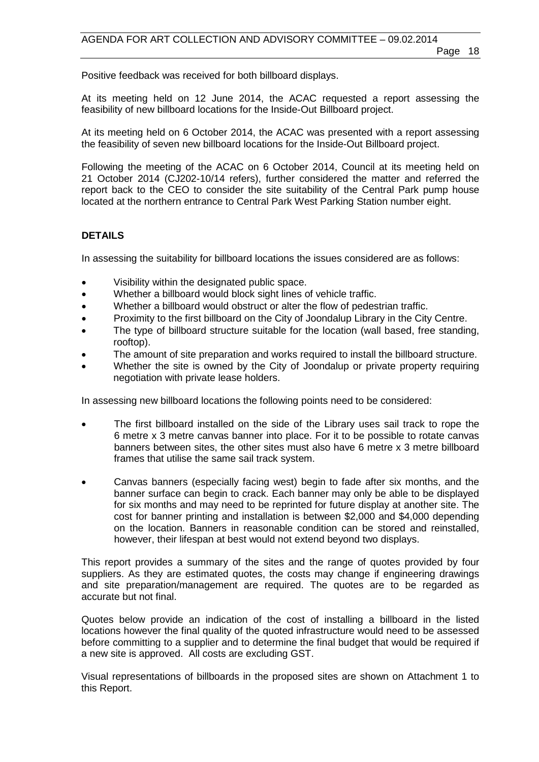Positive feedback was received for both billboard displays.

At its meeting held on 12 June 2014, the ACAC requested a report assessing the feasibility of new billboard locations for the Inside-Out Billboard project.

At its meeting held on 6 October 2014, the ACAC was presented with a report assessing the feasibility of seven new billboard locations for the Inside-Out Billboard project.

Following the meeting of the ACAC on 6 October 2014, Council at its meeting held on 21 October 2014 (CJ202-10/14 refers), further considered the matter and referred the report back to the CEO to consider the site suitability of the Central Park pump house located at the northern entrance to Central Park West Parking Station number eight.

## DETAILS

In assessing the suitability for billboard locations the issues considered are as follows:

- Visibility within the designated public space.
- Whether a billboard would block sight lines of vehicle traffic.
- Whether a billboard would obstruct or alter the flow of pedestrian traffic.
- Proximity to the first billboard on the City of Joondalup Library in the City Centre.
- The type of billboard structure suitable for the location (wall based, free standing, rooftop).
- The amount of site preparation and works required to install the billboard structure.
- Whether the site is owned by the City of Joondalup or private property requiring negotiation with private lease holders.

In assessing new billboard locations the following points need to be considered:

- The first billboard installed on the side of the Library uses sail track to rope the 6 metre x 3 metre canvas banner into place. For it to be possible to rotate canvas banners between sites, the other sites must also have 6 metre x 3 metre billboard frames that utilise the same sail track system.
- Canvas banners (especially facing west) begin to fade after six months, and the banner surface can begin to crack. Each banner may only be able to be displayed for six months and may need to be reprinted for future display at another site. The cost for banner printing and installation is between $2,000 and $4,000 depending on the location. Banners in reasonable condition can be stored and reinstalled, however, their lifespan at best would not extend beyond two displays.

This report provides a summary of the sites and the range of quotes provided by four suppliers. As they are estimated quotes, the costs may change if engineering drawings and site preparation/management are required. The quotes are to be regarded as accurate but not final.

Quotes below provide an indication of the cost of installing a billboard in the listed locations however the final quality of the quoted infrastructure would need to be assessed before committing to a supplier and to determine the final budget that would be required if a new site is approved. All costs are excluding GST.

Visual representations of billboards in the proposed sites are shown on Attachment 1 to this Report.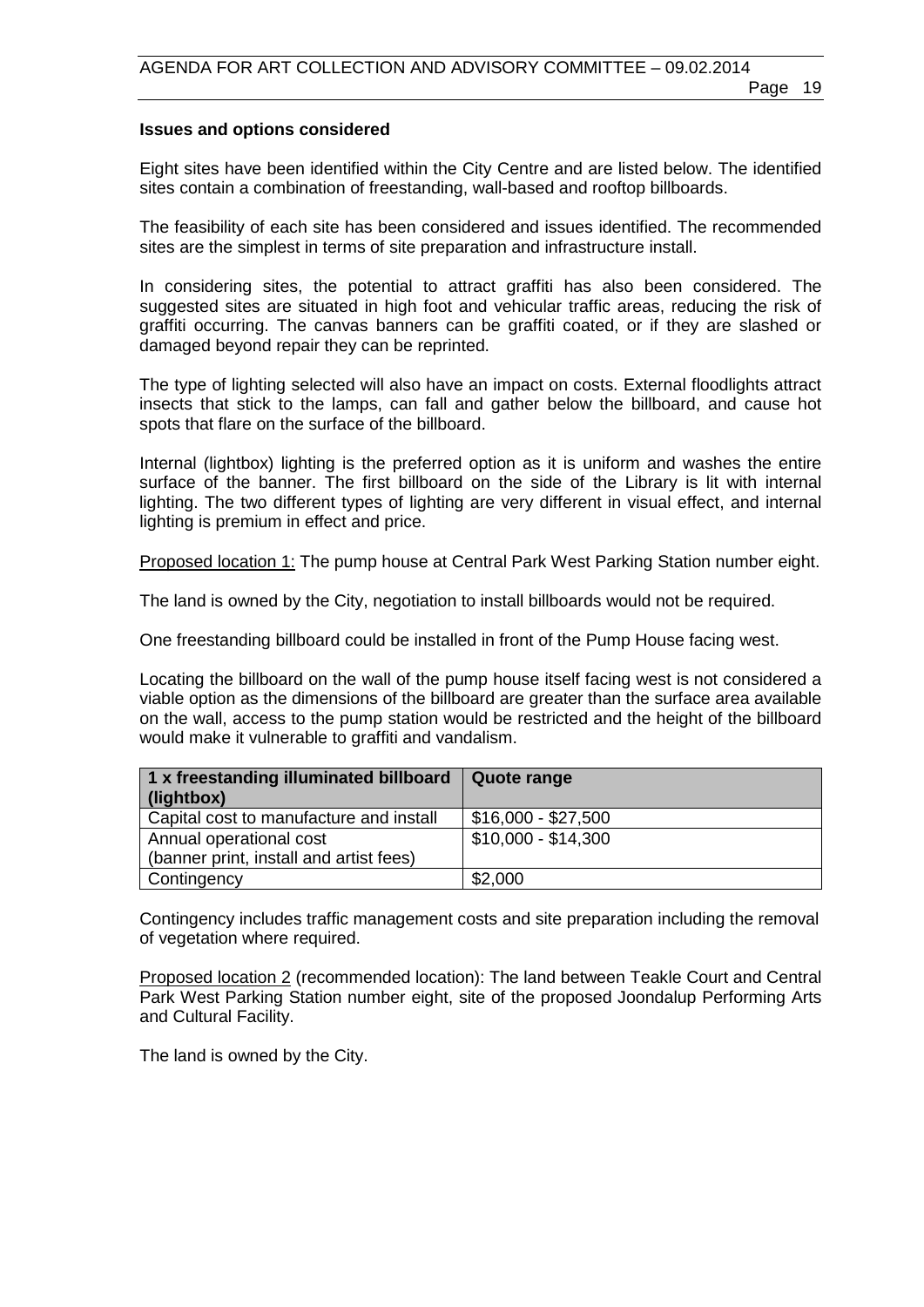**Issues and options considered**

Eight sites have been identified within the City Centre and are listed below. The identified sites contain a combination of freestanding, wall-based and rooftop billboards.

The feasibility of each site has been considered and issues identified. The recommended sites are the simplest in terms of site preparation and infrastructure install.

In considering sites, the potential to attract graffiti has also been considered. The suggested sites are situated in high foot and vehicular traffic areas, reducing the risk of graffiti occurring. The canvas banners can be graffiti coated, or if they are slashed or damaged beyond repair they can be reprinted.

The type of lighting selected will also have an impact on costs. External floodlights attract insects that stick to the lamps, can fall and gather below the billboard, and cause hot spots that flare on the surface of the billboard.

Internal (lightbox) lighting is the preferred option as it is uniform and washes the entire surface of the banner. The first billboard on the side of the Library is lit with internal lighting. The two different types of lighting are very different in visual effect, and internal lighting is premium in effect and price.

Proposed location 1: The pump house at Central Park West Parking Station number eight.

The land is owned by the City, negotiation to install billboards would not be required.

One freestanding billboard could be installed in front of the Pump House facing west.

Locating the billboard on the wall of the pump house itself facing west is not considered a viable option as the dimensions of the billboard are greater than the surface area available on the wall, access to the pump station would be restricted and the height of the billboard would make it vulnerable to graffiti and vandalism.

| 1 x freestanding illuminated billboard (lightbox) | Quote range |
|---|---|
| Capital cost to manufacture and install | $16,000 - $27,500 |
| Annual operational cost (banner print, install and artist fees) | $10,000 - $14,300 |
| Contingency | $2,000 |

Contingency includes traffic management costs and site preparation including the removal of vegetation where required.

Proposed location 2 (recommended location): The land between Teakle Court and Central Park West Parking Station number eight, site of the proposed Joondalup Performing Arts and Cultural Facility.

The land is owned by the City.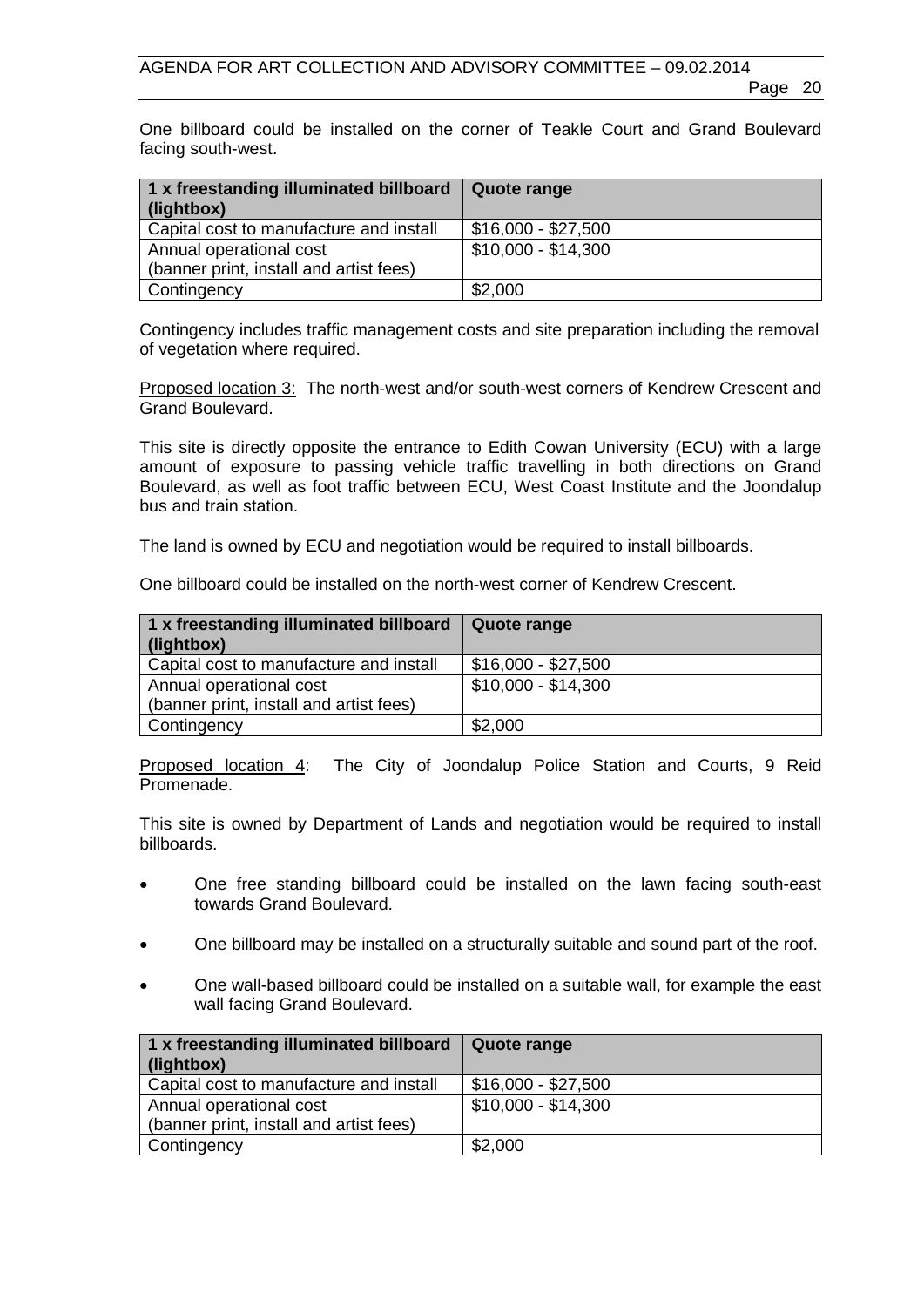One billboard could be installed on the corner of Teakle Court and Grand Boulevard facing south-west.

| 1 x freestanding illuminated billboard (lightbox) | Quote range |
|---|---|
| Capital cost to manufacture and install | $16,000 - $27,500 |
| Annual operational cost (banner print, install and artist fees) | $10,000 - $14,300 |
| Contingency | $2,000 |

Contingency includes traffic management costs and site preparation including the removal of vegetation where required.

Proposed location 3: The north-west and/or south-west corners of Kendrew Crescent and Grand Boulevard.

This site is directly opposite the entrance to Edith Cowan University (ECU) with a large amount of exposure to passing vehicle traffic travelling in both directions on Grand Boulevard, as well as foot traffic between ECU, West Coast Institute and the Joondalup bus and train station.

The land is owned by ECU and negotiation would be required to install billboards.

One billboard could be installed on the north-west corner of Kendrew Crescent.

| 1 x freestanding illuminated billboard (lightbox) | Quote range |
|---|---|
| Capital cost to manufacture and install | $16,000 - $27,500 |
| Annual operational cost (banner print, install and artist fees) | $10,000 - $14,300 |
| Contingency | $2,000 |

Proposed location 4: The City of Joondalup Police Station and Courts, 9 Reid Promenade.

This site is owned by Department of Lands and negotiation would be required to install billboards.

- One free standing billboard could be installed on the lawn facing south-east towards Grand Boulevard.
- One billboard may be installed on a structurally suitable and sound part of the roof.
- One wall-based billboard could be installed on a suitable wall, for example the east wall facing Grand Boulevard.

| 1 x freestanding illuminated billboard (lightbox) | Quote range |
|---|---|
| Capital cost to manufacture and install | $16,000 - $27,500 |
| Annual operational cost (banner print, install and artist fees) | $10,000 - $14,300 |
| Contingency | $2,000 |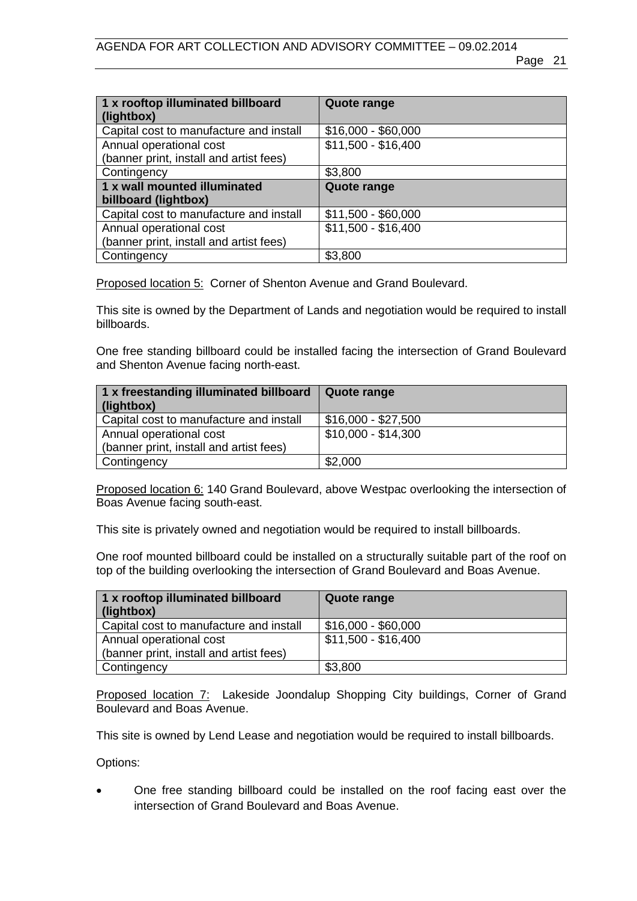| 1 x rooftop illuminated billboard (lightbox) | Quote range |
|---|---|
| Capital cost to manufacture and install | $16,000 - $60,000 |
| Annual operational cost (banner print, install and artist fees) | $11,500 - $16,400 |
| Contingency | $3,800 |
| **1 x wall mounted illuminated billboard (lightbox)** | **Quote range** |
| Capital cost to manufacture and install | $11,500 - $60,000 |
| Annual operational cost (banner print, install and artist fees) | $11,500 - $16,400 |
| Contingency | $3,800 |

Proposed location 5: Corner of Shenton Avenue and Grand Boulevard.

This site is owned by the Department of Lands and negotiation would be required to install billboards.

One free standing billboard could be installed facing the intersection of Grand Boulevard and Shenton Avenue facing north-east.

| 1 x freestanding illuminated billboard (lightbox) | Quote range |
|---|---|
| Capital cost to manufacture and install | $16,000 - $27,500 |
| Annual operational cost (banner print, install and artist fees) | $10,000 - $14,300 |
| Contingency | $2,000 |

Proposed location 6: 140 Grand Boulevard, above Westpac overlooking the intersection of Boas Avenue facing south-east.

This site is privately owned and negotiation would be required to install billboards.

One roof mounted billboard could be installed on a structurally suitable part of the roof on top of the building overlooking the intersection of Grand Boulevard and Boas Avenue.

| 1 x rooftop illuminated billboard (lightbox) | Quote range |
|---|---|
| Capital cost to manufacture and install | $16,000 - $60,000 |
| Annual operational cost (banner print, install and artist fees) | $11,500 - $16,400 |
| Contingency | $3,800 |

Proposed location 7: Lakeside Joondalup Shopping City buildings, Corner of Grand Boulevard and Boas Avenue.

This site is owned by Lend Lease and negotiation would be required to install billboards.

Options:

- One free standing billboard could be installed on the roof facing east over the intersection of Grand Boulevard and Boas Avenue.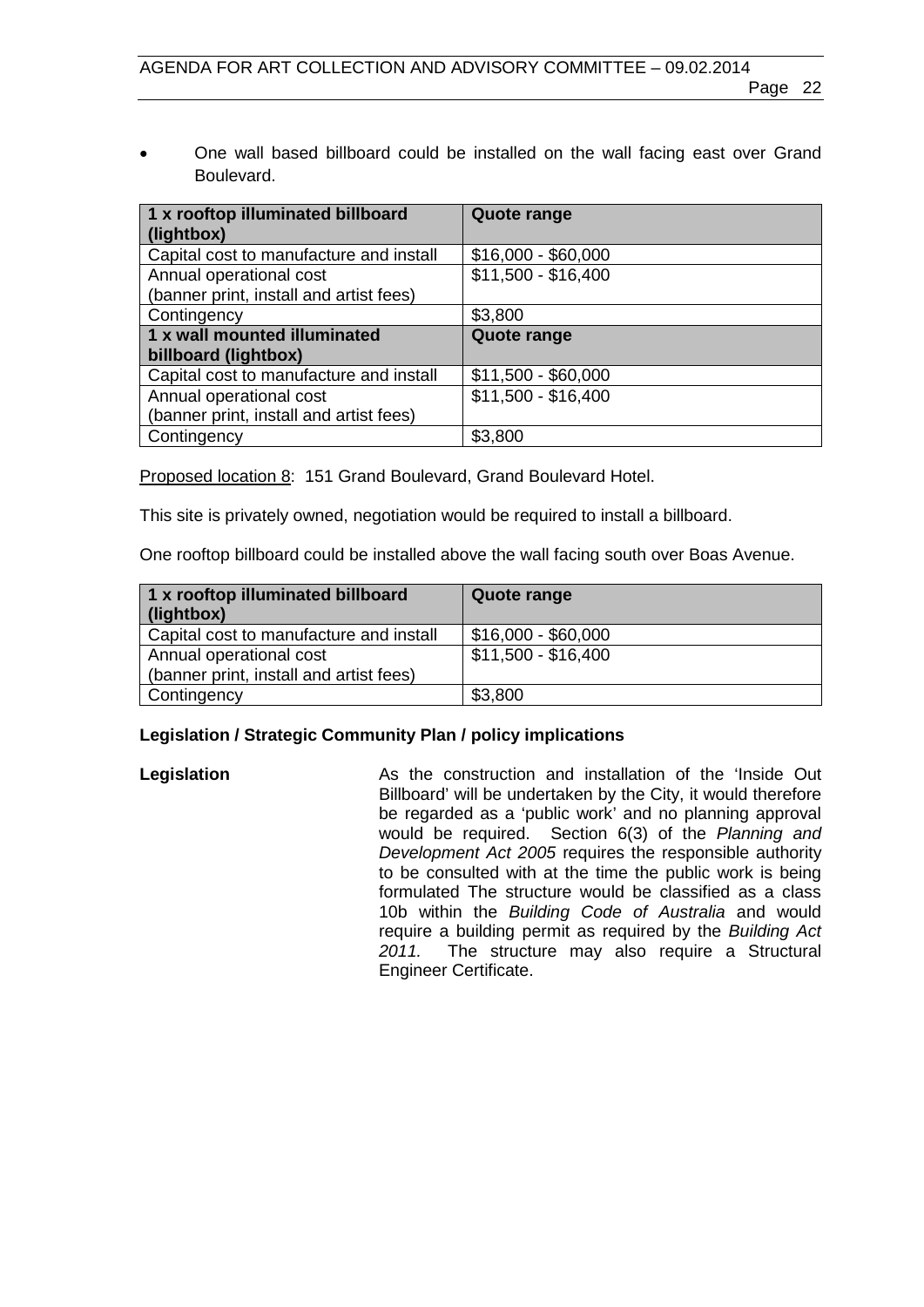- One wall based billboard could be installed on the wall facing east over Grand Boulevard.

| 1 x rooftop illuminated billboard (lightbox) | Quote range |
|---|---|
| Capital cost to manufacture and install | $16,000 - $60,000 |
| Annual operational cost (banner print, install and artist fees) | $11,500 - $16,400 |
| Contingency | $3,800 |
| **1 x wall mounted illuminated billboard (lightbox)** | **Quote range** |
| Capital cost to manufacture and install | $11,500 - $60,000 |
| Annual operational cost (banner print, install and artist fees) | $11,500 - $16,400 |
| Contingency | $3,800 |

Proposed location 8: 151 Grand Boulevard, Grand Boulevard Hotel.

This site is privately owned, negotiation would be required to install a billboard.

One rooftop billboard could be installed above the wall facing south over Boas Avenue.

| 1 x rooftop illuminated billboard (lightbox) | Quote range |
|---|---|
| Capital cost to manufacture and install | $16,000 - $60,000 |
| Annual operational cost (banner print, install and artist fees) | $11,500 - $16,400 |
| Contingency | $3,800 |

**Legislation / Strategic Community Plan / policy implications**

**Legislation**

As the construction and installation of the 'Inside Out Billboard' will be undertaken by the City, it would therefore be regarded as a 'public work' and no planning approval would be required. Section 6(3) of the *Planning and Development Act 2005* requires the responsible authority to be consulted with at the time the public work is being formulated The structure would be classified as a class 10b within the *Building Code of Australia* and would require a building permit as required by the *Building Act 2011.* The structure may also require a Structural Engineer Certificate.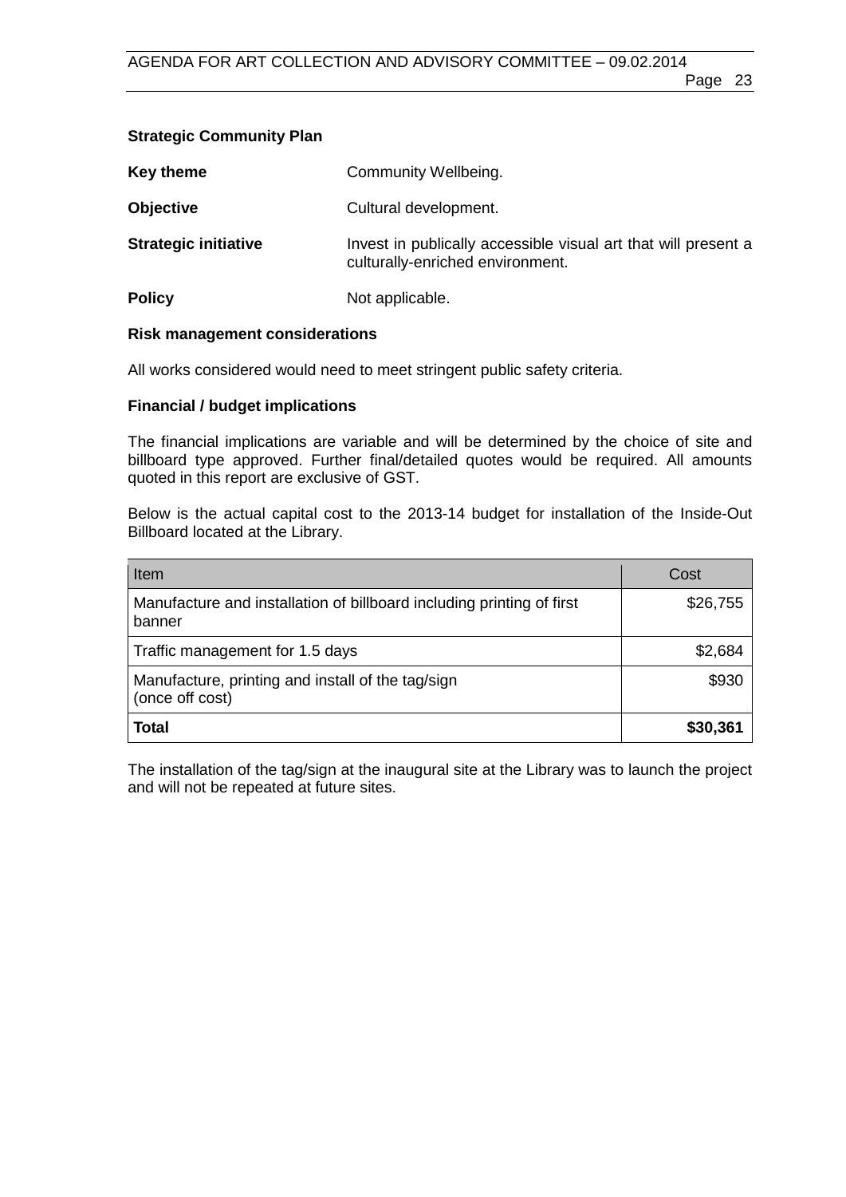**Strategic Community Plan**

**Key theme** Community Wellbeing.

**Objective** Cultural development.

**Strategic initiative** Invest in publically accessible visual art that will present a culturally-enriched environment.

**Policy** Not applicable.

**Risk management considerations**

All works considered would need to meet stringent public safety criteria.

**Financial / budget implications**

The financial implications are variable and will be determined by the choice of site and billboard type approved. Further final/detailed quotes would be required. All amounts quoted in this report are exclusive of GST.

Below is the actual capital cost to the 2013-14 budget for installation of the Inside-Out Billboard located at the Library.

| Item | Cost |
|---|---|
| Manufacture and installation of billboard including printing of first banner | $26,755 |
| Traffic management for 1.5 days | $2,684 |
| Manufacture, printing and install of the tag/sign (once off cost) | $930 |
| **Total** | **$30,361** |

The installation of the tag/sign at the inaugural site at the Library was to launch the project and will not be repeated at future sites.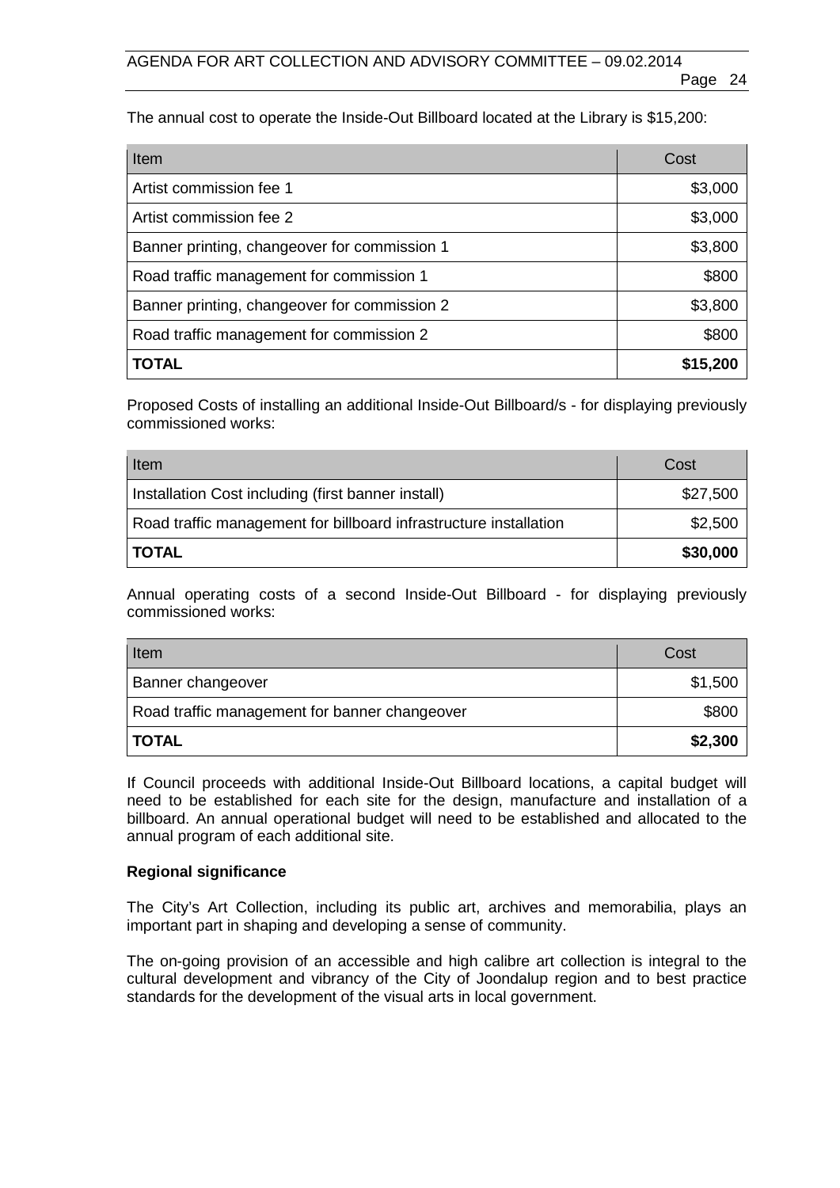The annual cost to operate the Inside-Out Billboard located at the Library is $15,200:

| Item | Cost |
|---|---|
| Artist commission fee 1 | $3,000 |
| Artist commission fee 2 | $3,000 |
| Banner printing, changeover for commission 1 | $3,800 |
| Road traffic management for commission 1 | $800 |
| Banner printing, changeover for commission 2 | $3,800 |
| Road traffic management for commission 2 | $800 |
| **TOTAL** | **$15,200** |

Proposed Costs of installing an additional Inside-Out Billboard/s - for displaying previously commissioned works:

| Item | Cost |
|---|---|
| Installation Cost including (first banner install) | $27,500 |
| Road traffic management for billboard infrastructure installation | $2,500 |
| **TOTAL** | **$30,000** |

Annual operating costs of a second Inside-Out Billboard - for displaying previously commissioned works:

| Item | Cost |
|---|---|
| Banner changeover | $1,500 |
| Road traffic management for banner changeover | $800 |
| **TOTAL** | **$2,300** |

If Council proceeds with additional Inside-Out Billboard locations, a capital budget will need to be established for each site for the design, manufacture and installation of a billboard. An annual operational budget will need to be established and allocated to the annual program of each additional site.

**Regional significance**

The City's Art Collection, including its public art, archives and memorabilia, plays an important part in shaping and developing a sense of community.

The on-going provision of an accessible and high calibre art collection is integral to the cultural development and vibrancy of the City of Joondalup region and to best practice standards for the development of the visual arts in local government.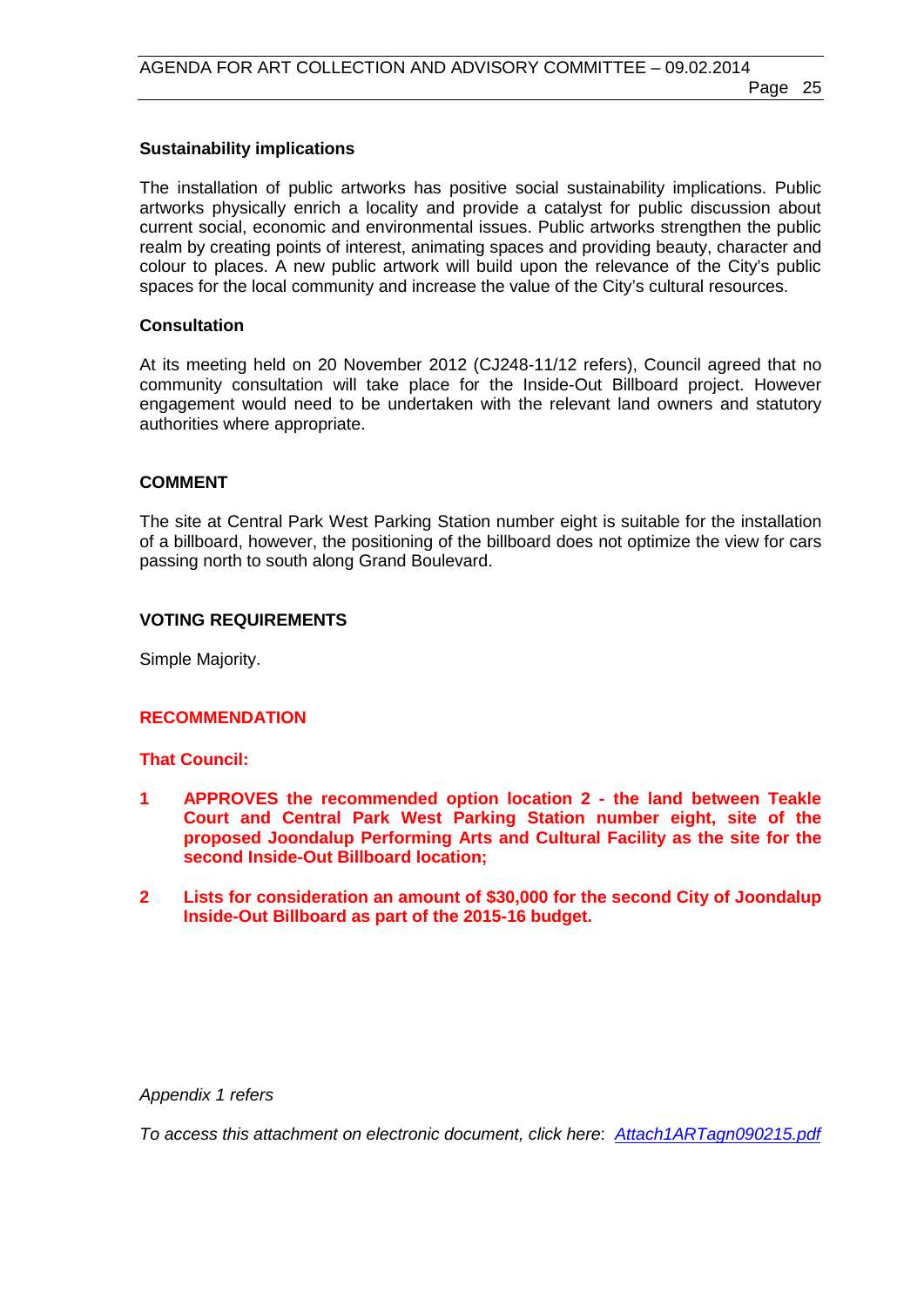**Sustainability implications**

The installation of public artworks has positive social sustainability implications. Public artworks physically enrich a locality and provide a catalyst for public discussion about current social, economic and environmental issues. Public artworks strengthen the public realm by creating points of interest, animating spaces and providing beauty, character and colour to places. A new public artwork will build upon the relevance of the City's public spaces for the local community and increase the value of the City's cultural resources.

**Consultation**

At its meeting held on 20 November 2012 (CJ248-11/12 refers), Council agreed that no community consultation will take place for the Inside-Out Billboard project. However engagement would need to be undertaken with the relevant land owners and statutory authorities where appropriate.

## COMMENT

The site at Central Park West Parking Station number eight is suitable for the installation of a billboard, however, the positioning of the billboard does not optimize the view for cars passing north to south along Grand Boulevard.

## VOTING REQUIREMENTS

Simple Majority.

## RECOMMENDATION

**That Council:**

1. **APPROVES the recommended option location 2 - the land between Teakle Court and Central Park West Parking Station number eight, site of the proposed Joondalup Performing Arts and Cultural Facility as the site for the second Inside-Out Billboard location;**
2. **Lists for consideration an amount of $30,000 for the second City of Joondalup Inside-Out Billboard as part of the 2015-16 budget.**

*Appendix 1 refers*

*To access this attachment on electronic document, click here*: *Attach1ARTagn090215.pdf*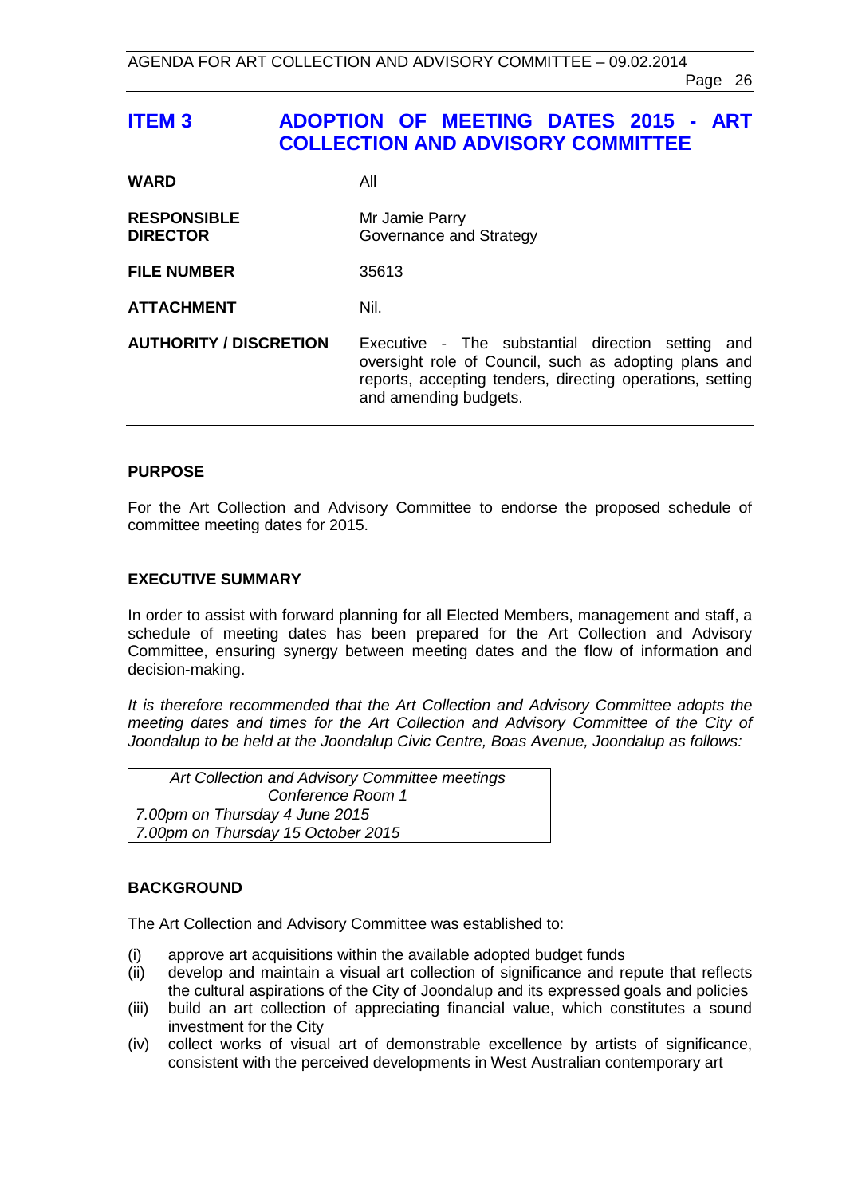## ITEM 3 ADOPTION OF MEETING DATES 2015 - ART COLLECTION AND ADVISORY COMMITTEE

| | |
|---|---|
| **WARD** | All |
| **RESPONSIBLE DIRECTOR** | Mr Jamie Parry<br>Governance and Strategy |
| **FILE NUMBER** | 35613 |
| **ATTACHMENT** | Nil. |
| **AUTHORITY / DISCRETION** | Executive - The substantial direction setting and oversight role of Council, such as adopting plans and reports, accepting tenders, directing operations, setting and amending budgets. |

### PURPOSE

For the Art Collection and Advisory Committee to endorse the proposed schedule of committee meeting dates for 2015.

### EXECUTIVE SUMMARY

In order to assist with forward planning for all Elected Members, management and staff, a schedule of meeting dates has been prepared for the Art Collection and Advisory Committee, ensuring synergy between meeting dates and the flow of information and decision-making.

*It is therefore recommended that the Art Collection and Advisory Committee adopts the meeting dates and times for the Art Collection and Advisory Committee of the City of Joondalup to be held at the Joondalup Civic Centre, Boas Avenue, Joondalup as follows:*

| *Art Collection and Advisory Committee meetings Conference Room 1* |
|---|
| *7.00pm on Thursday 4 June 2015* |
| *7.00pm on Thursday 15 October 2015* |

### BACKGROUND

The Art Collection and Advisory Committee was established to:

(i) approve art acquisitions within the available adopted budget funds
(ii) develop and maintain a visual art collection of significance and repute that reflects the cultural aspirations of the City of Joondalup and its expressed goals and policies
(iii) build an art collection of appreciating financial value, which constitutes a sound investment for the City
(iv) collect works of visual art of demonstrable excellence by artists of significance, consistent with the perceived developments in West Australian contemporary art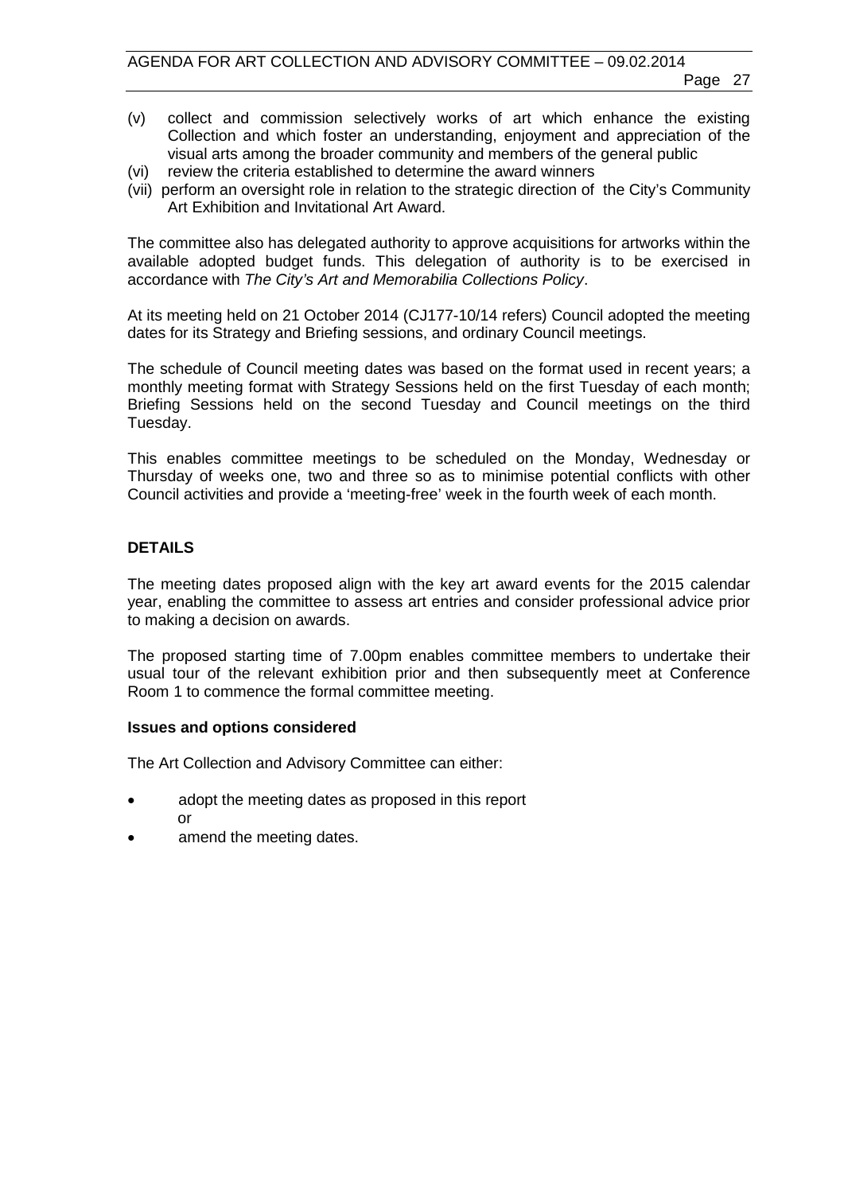(v) collect and commission selectively works of art which enhance the existing Collection and which foster an understanding, enjoyment and appreciation of the visual arts among the broader community and members of the general public
(vi) review the criteria established to determine the award winners
(vii) perform an oversight role in relation to the strategic direction of the City's Community Art Exhibition and Invitational Art Award.

The committee also has delegated authority to approve acquisitions for artworks within the available adopted budget funds. This delegation of authority is to be exercised in accordance with *The City's Art and Memorabilia Collections Policy*.

At its meeting held on 21 October 2014 (CJ177-10/14 refers) Council adopted the meeting dates for its Strategy and Briefing sessions, and ordinary Council meetings.

The schedule of Council meeting dates was based on the format used in recent years; a monthly meeting format with Strategy Sessions held on the first Tuesday of each month; Briefing Sessions held on the second Tuesday and Council meetings on the third Tuesday.

This enables committee meetings to be scheduled on the Monday, Wednesday or Thursday of weeks one, two and three so as to minimise potential conflicts with other Council activities and provide a 'meeting-free' week in the fourth week of each month.

## DETAILS

The meeting dates proposed align with the key art award events for the 2015 calendar year, enabling the committee to assess art entries and consider professional advice prior to making a decision on awards.

The proposed starting time of 7.00pm enables committee members to undertake their usual tour of the relevant exhibition prior and then subsequently meet at Conference Room 1 to commence the formal committee meeting.

### Issues and options considered

The Art Collection and Advisory Committee can either:

- adopt the meeting dates as proposed in this report
  or
- amend the meeting dates.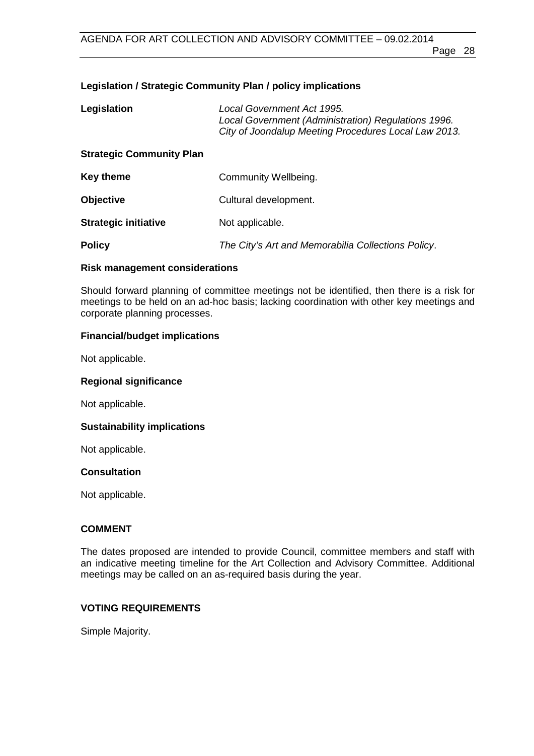### Legislation / Strategic Community Plan / policy implications

| | |
|---|---|
| **Legislation** | *Local Government Act 1995.*<br>*Local Government (Administration) Regulations 1996.*<br>*City of Joondalup Meeting Procedures Local Law 2013.* |
| **Strategic Community Plan** | |
| **Key theme** | Community Wellbeing. |
| **Objective** | Cultural development. |
| **Strategic initiative** | Not applicable. |
| **Policy** | *The City's Art and Memorabilia Collections Policy*. |

### Risk management considerations

Should forward planning of committee meetings not be identified, then there is a risk for meetings to be held on an ad-hoc basis; lacking coordination with other key meetings and corporate planning processes.

### Financial/budget implications

Not applicable.

### Regional significance

Not applicable.

### Sustainability implications

Not applicable.

### Consultation

Not applicable.

## COMMENT

The dates proposed are intended to provide Council, committee members and staff with an indicative meeting timeline for the Art Collection and Advisory Committee. Additional meetings may be called on an as-required basis during the year.

## VOTING REQUIREMENTS

Simple Majority.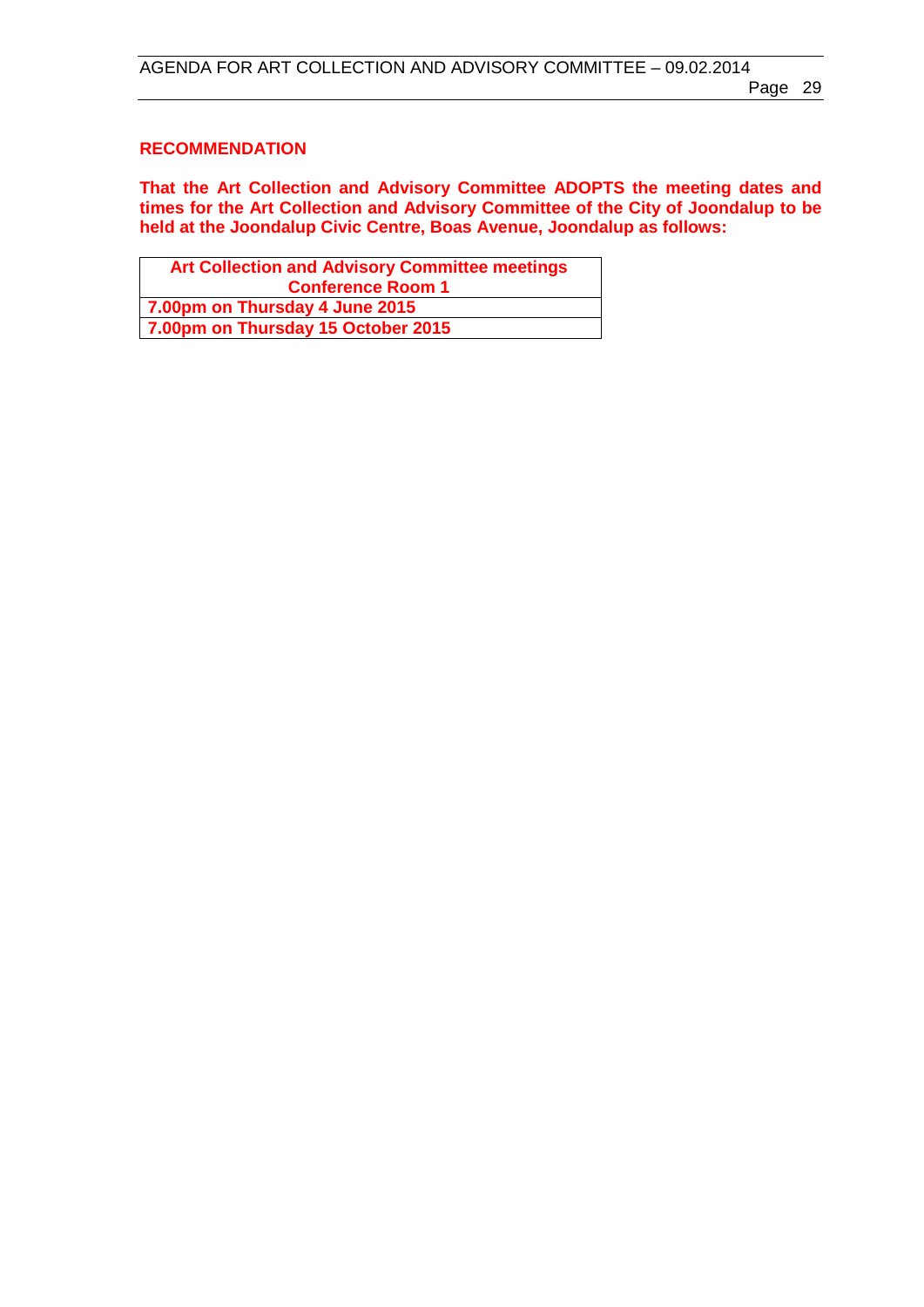**RECOMMENDATION**

**That the Art Collection and Advisory Committee ADOPTS the meeting dates and times for the Art Collection and Advisory Committee of the City of Joondalup to be held at the Joondalup Civic Centre, Boas Avenue, Joondalup as follows:**

| **Art Collection and Advisory Committee meetings Conference Room 1** |
|---|
| **7.00pm on Thursday 4 June 2015** |
| **7.00pm on Thursday 15 October 2015** |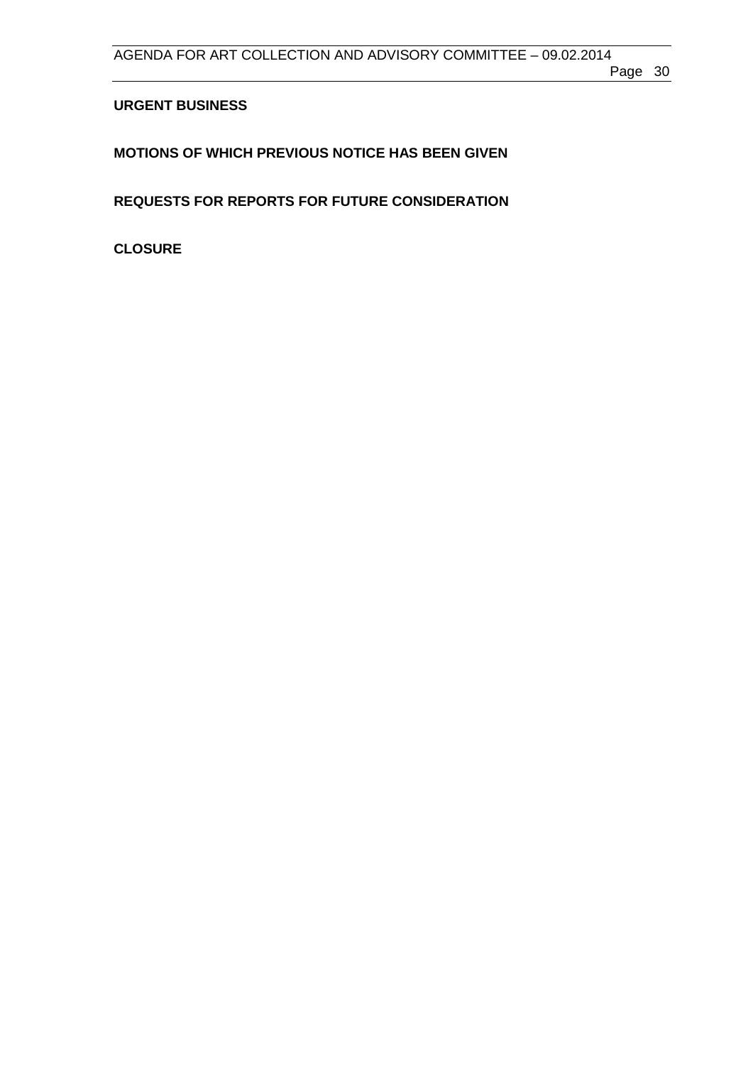**URGENT BUSINESS**

**MOTIONS OF WHICH PREVIOUS NOTICE HAS BEEN GIVEN**

**REQUESTS FOR REPORTS FOR FUTURE CONSIDERATION**

**CLOSURE**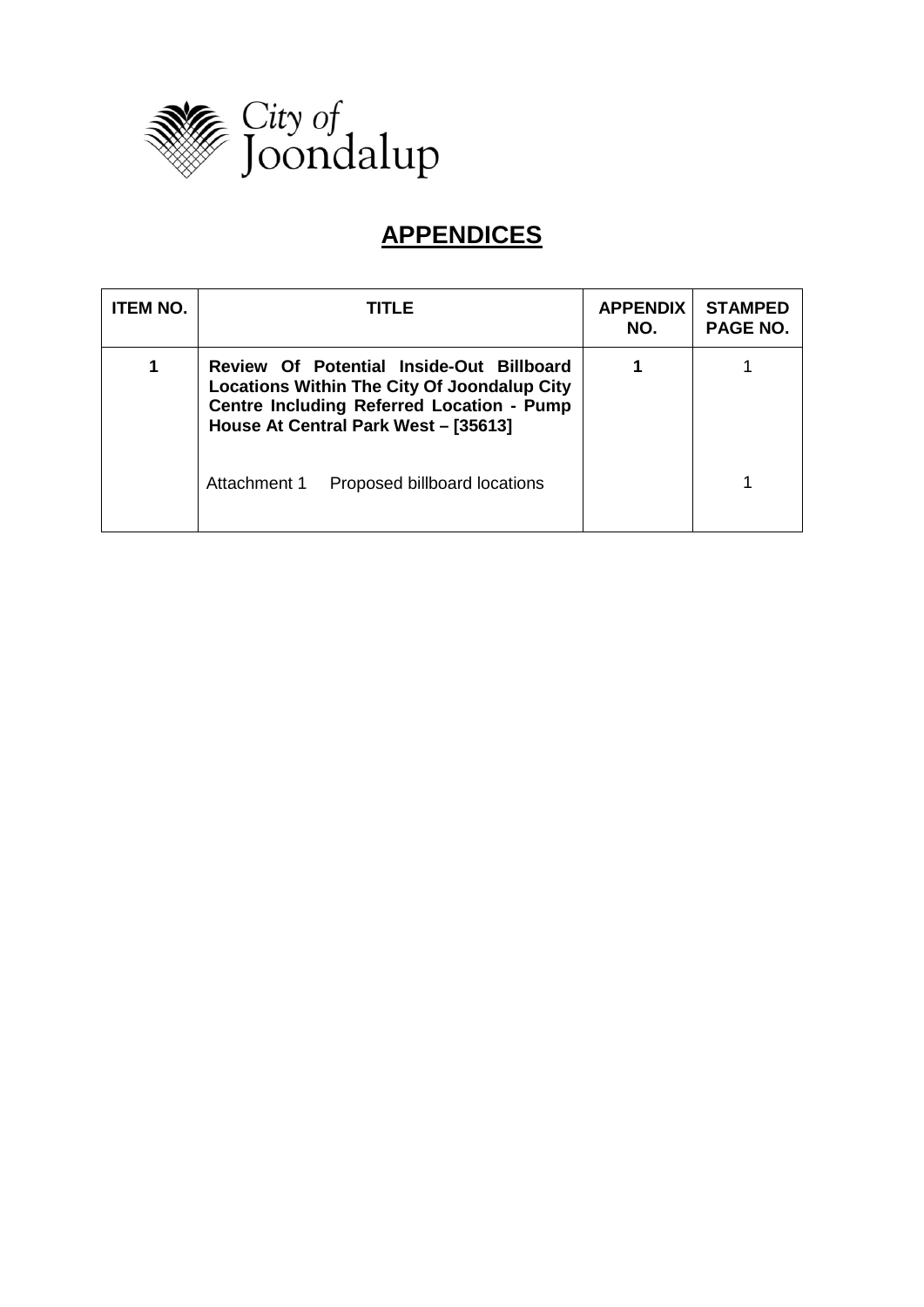City of Joondalup

# APPENDICES

| ITEM NO. | TITLE | APPENDIX NO. | STAMPED PAGE NO. |
|---|---|---|---|
| **1** | **Review Of Potential Inside-Out Billboard Locations Within The City Of Joondalup City Centre Including Referred Location - Pump House At Central Park West – [35613]** | **1** | 1 |
| | Attachment 1 Proposed billboard locations | | 1 |